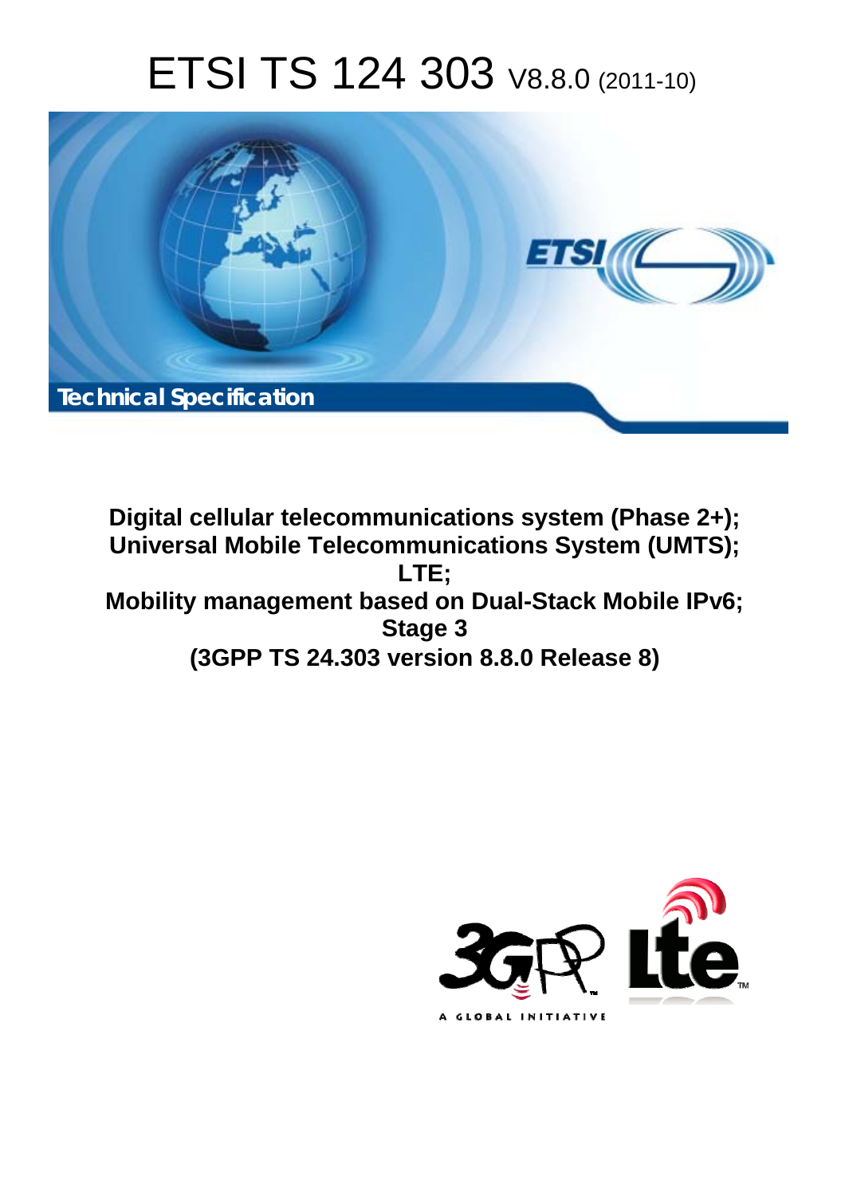# ETSI TS 124 303 V8.8.0 (2011-10)

Technical Specification

**Digital cellular telecommunications system (Phase 2+);**
**Universal Mobile Telecommunications System (UMTS);**
**LTE;**
**Mobility management based on Dual-Stack Mobile IPv6;**
**Stage 3**
**(3GPP TS 24.303 version 8.8.0 Release 8)**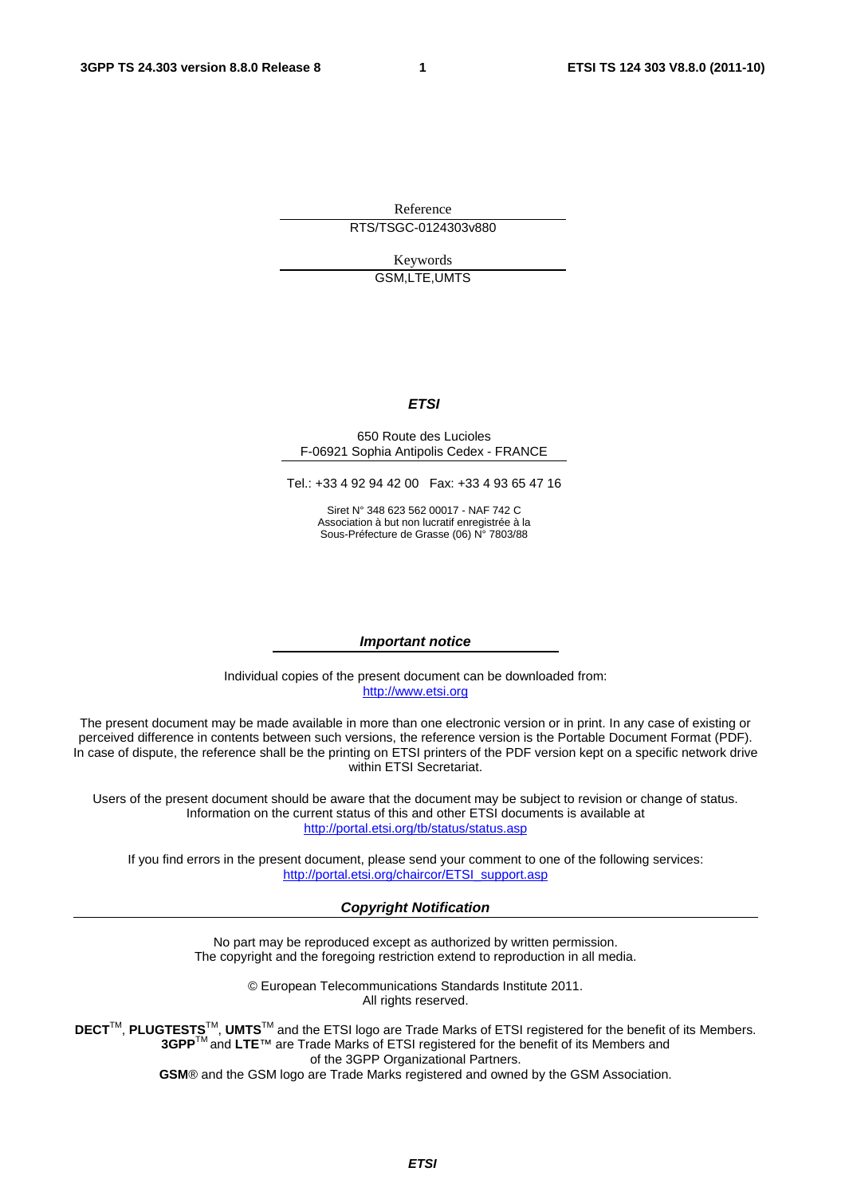Reference

RTS/TSGC-0124303v880

Keywords

GSM,LTE,UMTS

***ETSI***

650 Route des Lucioles
F-06921 Sophia Antipolis Cedex - FRANCE

Tel.: +33 4 92 94 42 00 Fax: +33 4 93 65 47 16

Siret N° 348 623 562 00017 - NAF 742 C
Association à but non lucratif enregistrée à la
Sous-Préfecture de Grasse (06) N° 7803/88

***Important notice***

Individual copies of the present document can be downloaded from:
http://www.etsi.org

The present document may be made available in more than one electronic version or in print. In any case of existing or perceived difference in contents between such versions, the reference version is the Portable Document Format (PDF). In case of dispute, the reference shall be the printing on ETSI printers of the PDF version kept on a specific network drive within ETSI Secretariat.

Users of the present document should be aware that the document may be subject to revision or change of status. Information on the current status of this and other ETSI documents is available at
http://portal.etsi.org/tb/status/status.asp

If you find errors in the present document, please send your comment to one of the following services:
http://portal.etsi.org/chaircor/ETSI_support.asp

***Copyright Notification***

No part may be reproduced except as authorized by written permission.
The copyright and the foregoing restriction extend to reproduction in all media.

© European Telecommunications Standards Institute 2011.
All rights reserved.

**DECT**™, **PLUGTESTS**™, **UMTS**™ and the ETSI logo are Trade Marks of ETSI registered for the benefit of its Members.
**3GPP**™ and **LTE**™ are Trade Marks of ETSI registered for the benefit of its Members and of the 3GPP Organizational Partners.
**GSM**® and the GSM logo are Trade Marks registered and owned by the GSM Association.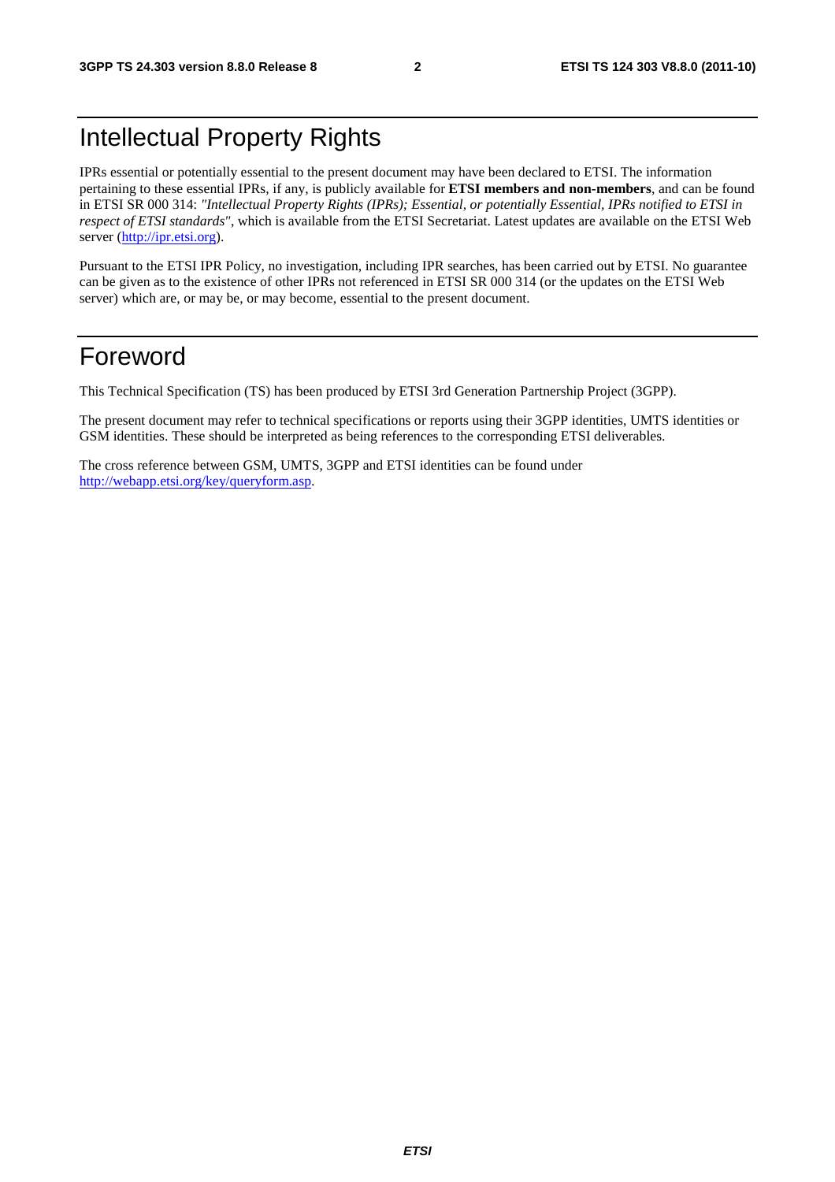# Intellectual Property Rights

IPRs essential or potentially essential to the present document may have been declared to ETSI. The information pertaining to these essential IPRs, if any, is publicly available for **ETSI members and non-members**, and can be found in ETSI SR 000 314: *"Intellectual Property Rights (IPRs); Essential, or potentially Essential, IPRs notified to ETSI in respect of ETSI standards"*, which is available from the ETSI Secretariat. Latest updates are available on the ETSI Web server (http://ipr.etsi.org).

Pursuant to the ETSI IPR Policy, no investigation, including IPR searches, has been carried out by ETSI. No guarantee can be given as to the existence of other IPRs not referenced in ETSI SR 000 314 (or the updates on the ETSI Web server) which are, or may be, or may become, essential to the present document.

# Foreword

This Technical Specification (TS) has been produced by ETSI 3rd Generation Partnership Project (3GPP).

The present document may refer to technical specifications or reports using their 3GPP identities, UMTS identities or GSM identities. These should be interpreted as being references to the corresponding ETSI deliverables.

The cross reference between GSM, UMTS, 3GPP and ETSI identities can be found under http://webapp.etsi.org/key/queryform.asp.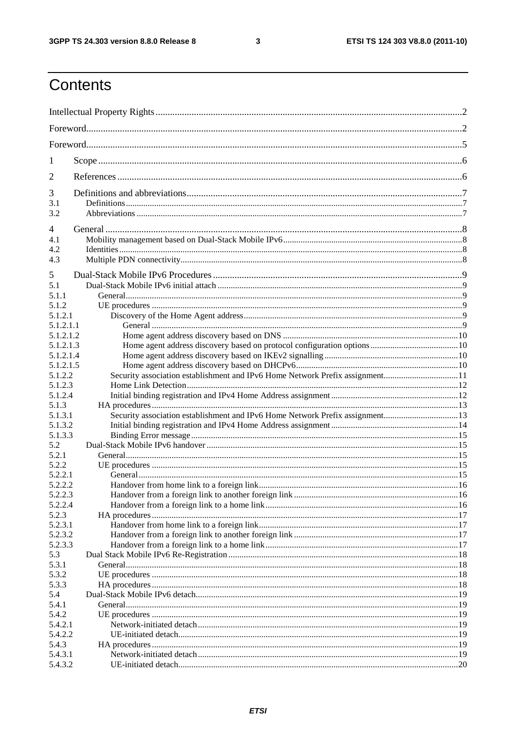# Contents

Intellectual Property Rights ............................................................................................................................2

Foreword...........................................................................................................................................................2

Foreword...........................................................................................................................................................5

1 Scope .......................................................................................................................................................6

2 References ...............................................................................................................................................6

3 Definitions and abbreviations...................................................................................................................7
3.1 Definitions.........................................................................................................................................................7
3.2 Abbreviations ...................................................................................................................................................7

4 General .....................................................................................................................................................8
4.1 Mobility management based on Dual-Stack Mobile IPv6.................................................................................8
4.2 Identities............................................................................................................................................................8
4.3 Multiple PDN connectivity................................................................................................................................8

5 Dual-Stack Mobile IPv6 Procedures ........................................................................................................9
5.1 Dual-Stack Mobile IPv6 initial attach ...............................................................................................................9
5.1.1 General.........................................................................................................................................................9
5.1.2 UE procedures .............................................................................................................................................9
5.1.2.1 Discovery of the Home Agent address...................................................................................................9
5.1.2.1.1 General ............................................................................................................................................9
5.1.2.1.2 Home agent address discovery based on DNS ...............................................................................10
5.1.2.1.3 Home agent address discovery based on protocol configuration options........................................10
5.1.2.1.4 Home agent address discovery based on IKEv2 signalling ............................................................10
5.1.2.1.5 Home agent address discovery based on DHCPv6.........................................................................10
5.1.2.2 Security association establishment and IPv6 Home Network Prefix assignment..................................11
5.1.2.3 Home Link Detection...........................................................................................................................12
5.1.2.4 Initial binding registration and IPv4 Home Address assignment .........................................................12
5.1.3 HA procedures............................................................................................................................................13
5.1.3.1 Security association establishment and IPv6 Home Network Prefix assignment..................................13
5.1.3.2 Initial binding registration and IPv4 Home Address assignment .........................................................14
5.1.3.3 Binding Error message.........................................................................................................................15
5.2 Dual-Stack Mobile IPv6 handover ..................................................................................................................15
5.2.1 General.......................................................................................................................................................15
5.2.2 UE procedures ...........................................................................................................................................15
5.2.2.1 General.................................................................................................................................................15
5.2.2.2 Handover from home link to a foreign link..........................................................................................16
5.2.2.3 Handover from a foreign link to another foreign link ..........................................................................16
5.2.2.4 Handover from a foreign link to a home link.......................................................................................16
5.2.3 HA procedures............................................................................................................................................17
5.2.3.1 Handover from home link to a foreign link..........................................................................................17
5.2.3.2 Handover from a foreign link to another foreign link ..........................................................................17
5.2.3.3 Handover from a foreign link to a home link.......................................................................................17
5.3 Dual Stack Mobile IPv6 Re-Registration ........................................................................................................18
5.3.1 General.......................................................................................................................................................18
5.3.2 UE procedures ...........................................................................................................................................18
5.3.3 HA procedures............................................................................................................................................18
5.4 Dual-Stack Mobile IPv6 detach.......................................................................................................................19
5.4.1 General.......................................................................................................................................................19
5.4.2 UE procedures ...........................................................................................................................................19
5.4.2.1 Network-initiated detach......................................................................................................................19
5.4.2.2 UE-initiated detach..............................................................................................................................19
5.4.3 HA procedures............................................................................................................................................19
5.4.3.1 Network-initiated detach......................................................................................................................19
5.4.3.2 UE-initiated detach..............................................................................................................................20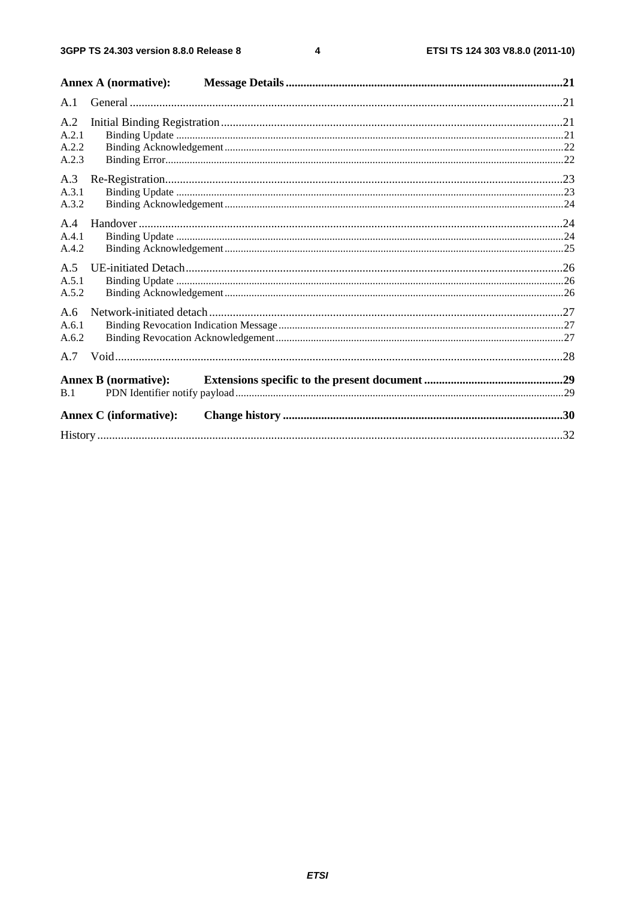Annex A (normative): Message Details ....................................................................................21

A.1 General ....................................................................................................................................21

A.2 Initial Binding Registration ....................................................................................................21
A.2.1 Binding Update ....................................................................................................................21
A.2.2 Binding Acknowledgement ..................................................................................................22
A.2.3 Binding Error.........................................................................................................................22

A.3 Re-Registration.........................................................................................................................23
A.3.1 Binding Update ....................................................................................................................23
A.3.2 Binding Acknowledgement ..................................................................................................24

A.4 Handover ..................................................................................................................................24
A.4.1 Binding Update ....................................................................................................................24
A.4.2 Binding Acknowledgement ..................................................................................................25

A.5 UE-initiated Detach..................................................................................................................26
A.5.1 Binding Update ....................................................................................................................26
A.5.2 Binding Acknowledgement ..................................................................................................26

A.6 Network-initiated detach ..........................................................................................................27
A.6.1 Binding Revocation Indication Message ..............................................................................27
A.6.2 Binding Revocation Acknowledgement ...............................................................................27

A.7 Void..........................................................................................................................................28

Annex B (normative): Extensions specific to the present document ........................................29
B.1 PDN Identifier notify payload.....................................................................................................29

Annex C (informative): Change history ......................................................................................30

History ...........................................................................................................................................32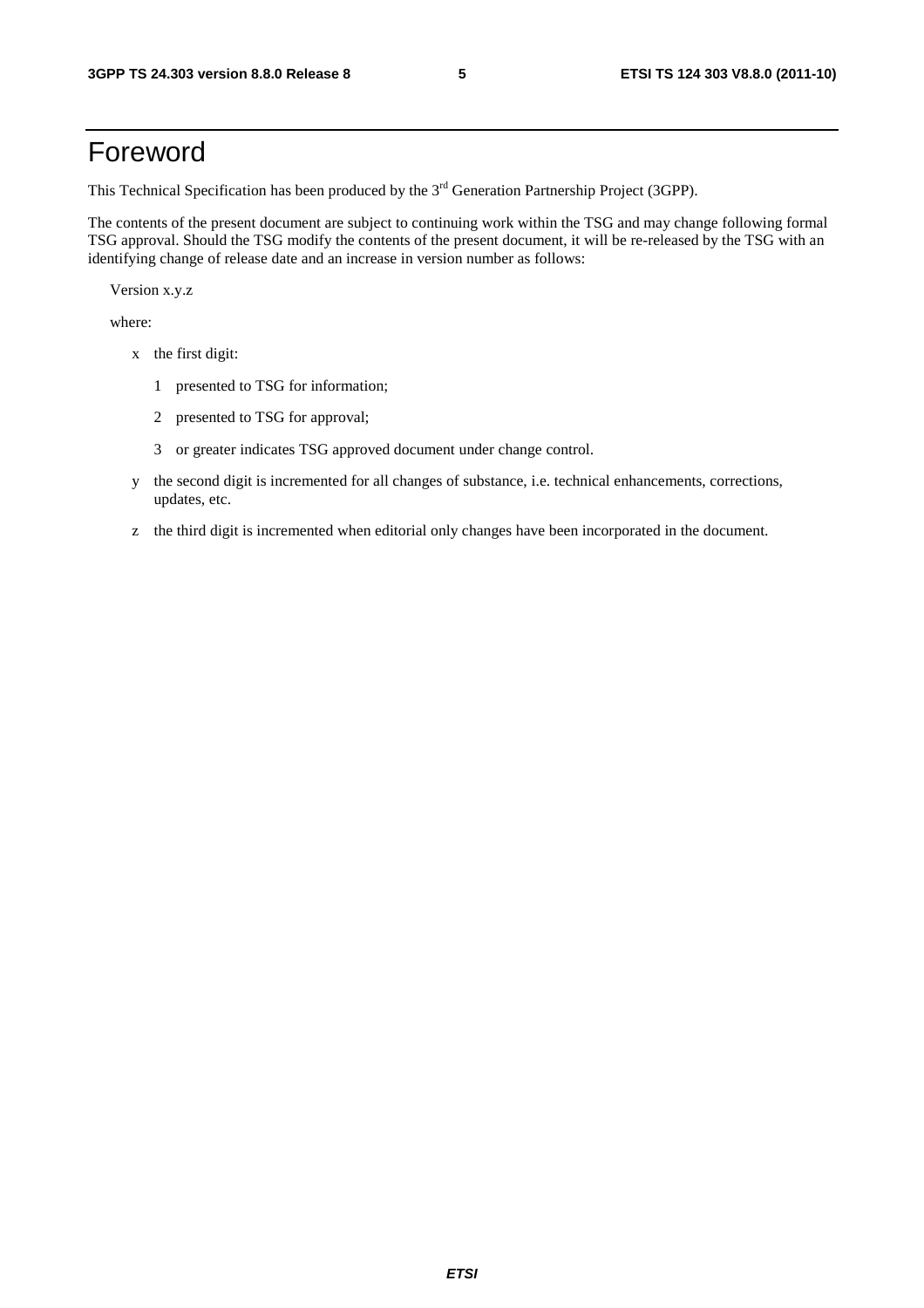# Foreword

This Technical Specification has been produced by the 3rd Generation Partnership Project (3GPP).

The contents of the present document are subject to continuing work within the TSG and may change following formal TSG approval. Should the TSG modify the contents of the present document, it will be re-released by the TSG with an identifying change of release date and an increase in version number as follows:

Version x.y.z

where:

- x the first digit:
  - 1 presented to TSG for information;
  - 2 presented to TSG for approval;
  - 3 or greater indicates TSG approved document under change control.
- y the second digit is incremented for all changes of substance, i.e. technical enhancements, corrections, updates, etc.
- z the third digit is incremented when editorial only changes have been incorporated in the document.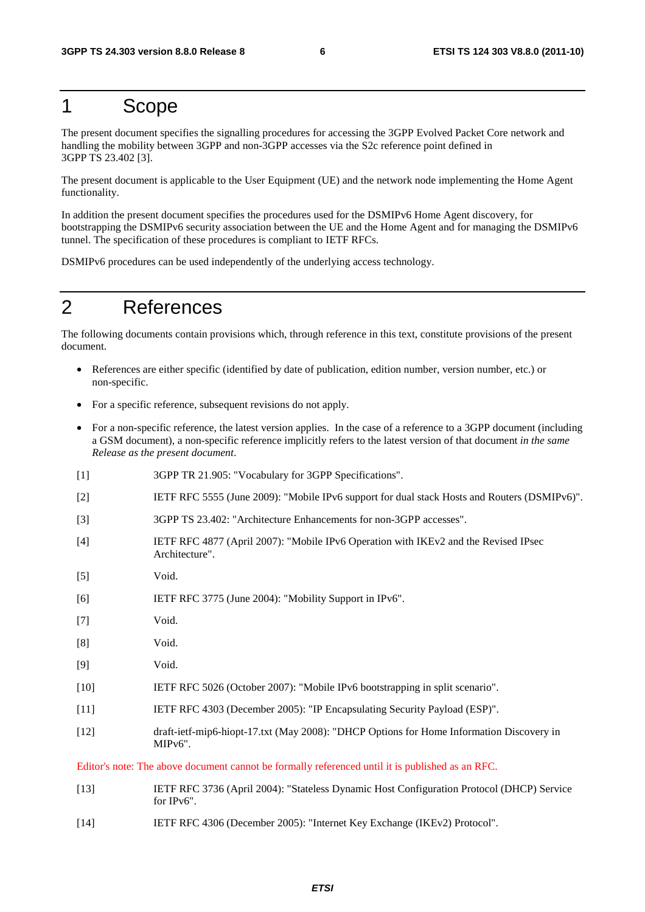# 1 Scope

The present document specifies the signalling procedures for accessing the 3GPP Evolved Packet Core network and handling the mobility between 3GPP and non-3GPP accesses via the S2c reference point defined in 3GPP TS 23.402 [3].

The present document is applicable to the User Equipment (UE) and the network node implementing the Home Agent functionality.

In addition the present document specifies the procedures used for the DSMIPv6 Home Agent discovery, for bootstrapping the DSMIPv6 security association between the UE and the Home Agent and for managing the DSMIPv6 tunnel. The specification of these procedures is compliant to IETF RFCs.

DSMIPv6 procedures can be used independently of the underlying access technology.

# 2 References

The following documents contain provisions which, through reference in this text, constitute provisions of the present document.

- References are either specific (identified by date of publication, edition number, version number, etc.) or non-specific.
- For a specific reference, subsequent revisions do not apply.
- For a non-specific reference, the latest version applies. In the case of a reference to a 3GPP document (including a GSM document), a non-specific reference implicitly refers to the latest version of that document *in the same Release as the present document*.

[1] 3GPP TR 21.905: "Vocabulary for 3GPP Specifications".

[2] IETF RFC 5555 (June 2009): "Mobile IPv6 support for dual stack Hosts and Routers (DSMIPv6)".

[3] 3GPP TS 23.402: "Architecture Enhancements for non-3GPP accesses".

[4] IETF RFC 4877 (April 2007): "Mobile IPv6 Operation with IKEv2 and the Revised IPsec Architecture".

[5] Void.

[6] IETF RFC 3775 (June 2004): "Mobility Support in IPv6".

[7] Void.

[8] Void.

[9] Void.

[10] IETF RFC 5026 (October 2007): "Mobile IPv6 bootstrapping in split scenario".

[11] IETF RFC 4303 (December 2005): "IP Encapsulating Security Payload (ESP)".

[12] draft-ietf-mip6-hiopt-17.txt (May 2008): "DHCP Options for Home Information Discovery in MIPv6".

Editor's note: The above document cannot be formally referenced until it is published as an RFC.

[13] IETF RFC 3736 (April 2004): "Stateless Dynamic Host Configuration Protocol (DHCP) Service for IPv6".

[14] IETF RFC 4306 (December 2005): "Internet Key Exchange (IKEv2) Protocol".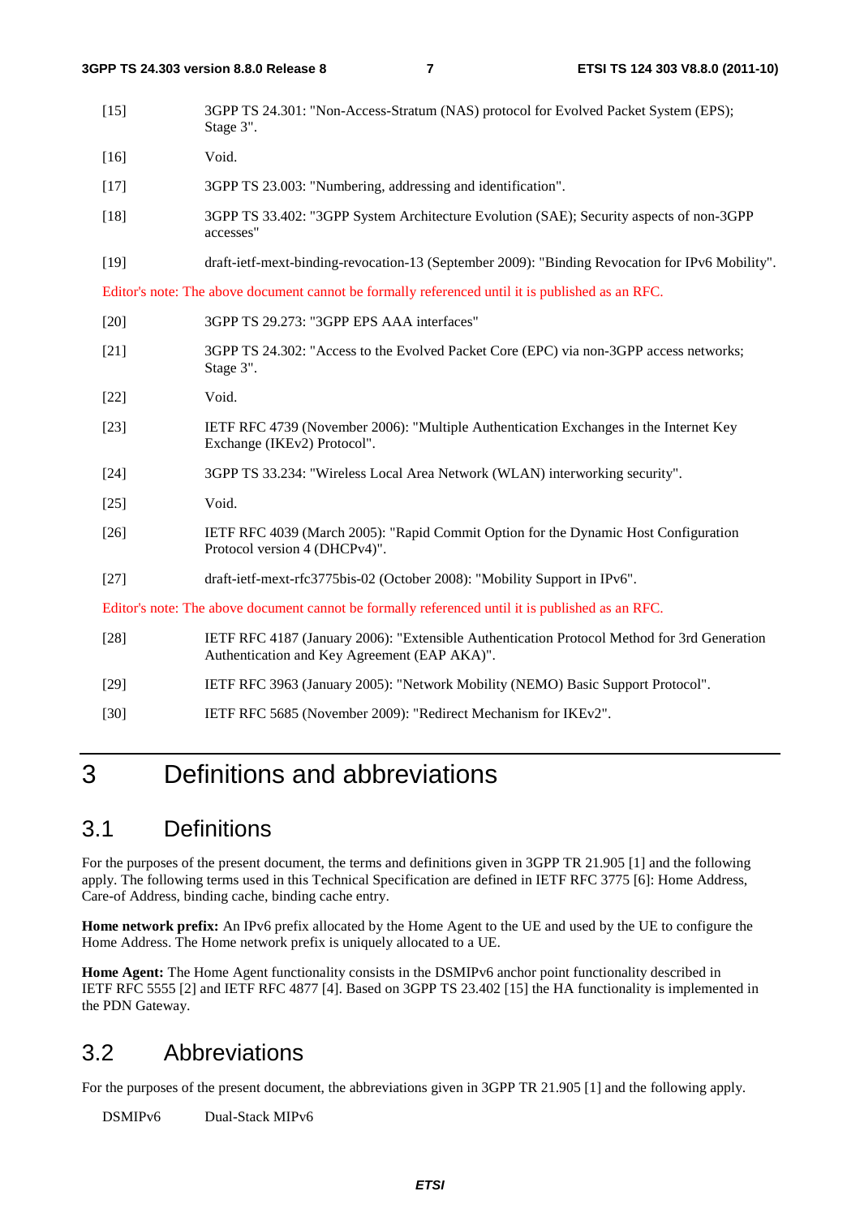[15] 3GPP TS 24.301: "Non-Access-Stratum (NAS) protocol for Evolved Packet System (EPS); Stage 3".

[16] Void.

[17] 3GPP TS 23.003: "Numbering, addressing and identification".

[18] 3GPP TS 33.402: "3GPP System Architecture Evolution (SAE); Security aspects of non-3GPP accesses"

[19] draft-ietf-mext-binding-revocation-13 (September 2009): "Binding Revocation for IPv6 Mobility".

Editor's note: The above document cannot be formally referenced until it is published as an RFC.

[20] 3GPP TS 29.273: "3GPP EPS AAA interfaces"

[21] 3GPP TS 24.302: "Access to the Evolved Packet Core (EPC) via non-3GPP access networks; Stage 3".

[22] Void.

[23] IETF RFC 4739 (November 2006): "Multiple Authentication Exchanges in the Internet Key Exchange (IKEv2) Protocol".

[24] 3GPP TS 33.234: "Wireless Local Area Network (WLAN) interworking security".

[25] Void.

[26] IETF RFC 4039 (March 2005): "Rapid Commit Option for the Dynamic Host Configuration Protocol version 4 (DHCPv4)".

[27] draft-ietf-mext-rfc3775bis-02 (October 2008): "Mobility Support in IPv6".

Editor's note: The above document cannot be formally referenced until it is published as an RFC.

[28] IETF RFC 4187 (January 2006): "Extensible Authentication Protocol Method for 3rd Generation Authentication and Key Agreement (EAP AKA)".

[29] IETF RFC 3963 (January 2005): "Network Mobility (NEMO) Basic Support Protocol".

[30] IETF RFC 5685 (November 2009): "Redirect Mechanism for IKEv2".

# 3 Definitions and abbreviations

## 3.1 Definitions

For the purposes of the present document, the terms and definitions given in 3GPP TR 21.905 [1] and the following apply. The following terms used in this Technical Specification are defined in IETF RFC 3775 [6]: Home Address, Care-of Address, binding cache, binding cache entry.

**Home network prefix:** An IPv6 prefix allocated by the Home Agent to the UE and used by the UE to configure the Home Address. The Home network prefix is uniquely allocated to a UE.

**Home Agent:** The Home Agent functionality consists in the DSMIPv6 anchor point functionality described in IETF RFC 5555 [2] and IETF RFC 4877 [4]. Based on 3GPP TS 23.402 [15] the HA functionality is implemented in the PDN Gateway.

## 3.2 Abbreviations

For the purposes of the present document, the abbreviations given in 3GPP TR 21.905 [1] and the following apply.

DSMIPv6 Dual-Stack MIPv6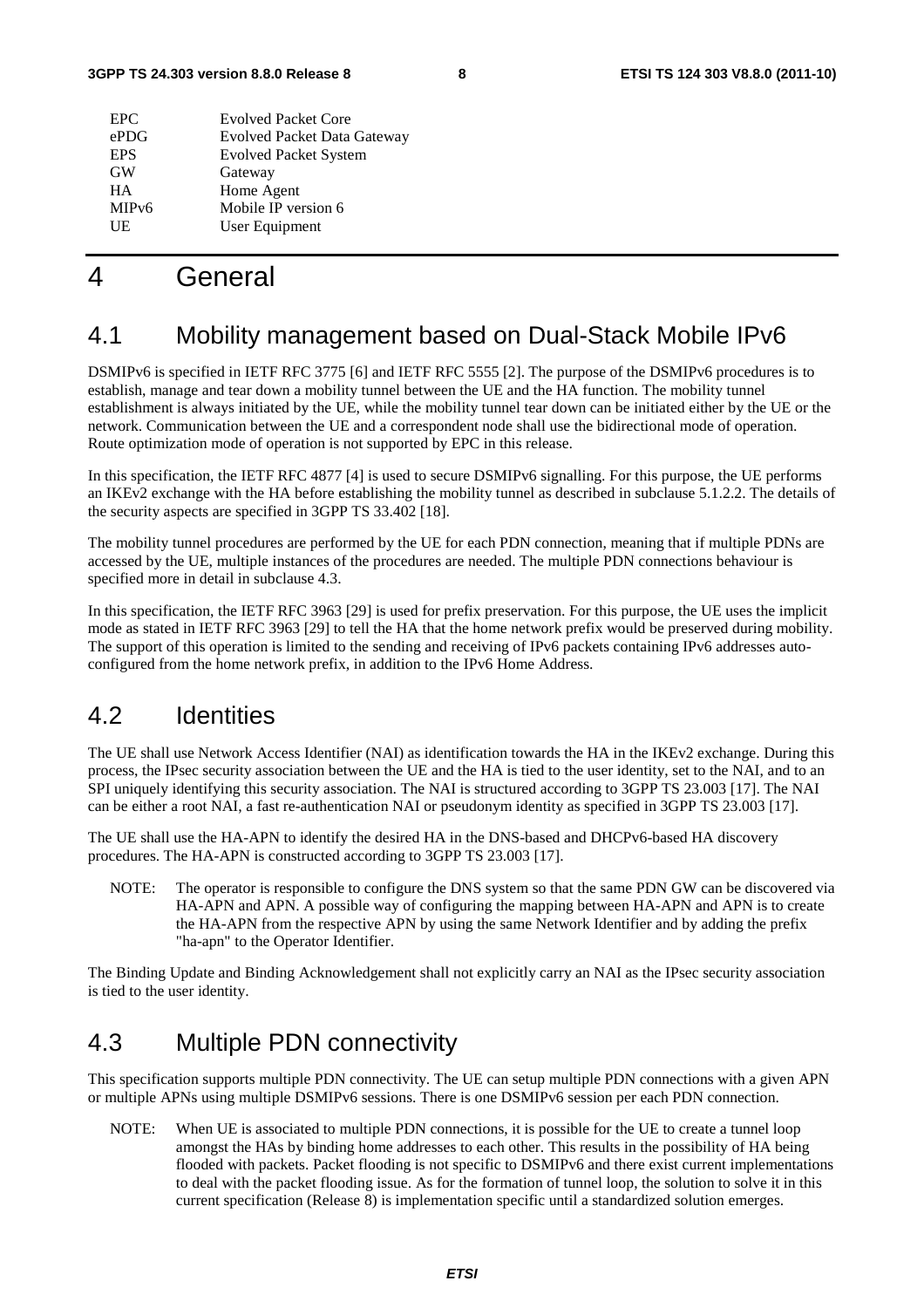| | |
|---|---|
| EPC | Evolved Packet Core |
| ePDG | Evolved Packet Data Gateway |
| EPS | Evolved Packet System |
| GW | Gateway |
| HA | Home Agent |
| MIPv6 | Mobile IP version 6 |
| UE | User Equipment |

# 4 General

## 4.1 Mobility management based on Dual-Stack Mobile IPv6

DSMIPv6 is specified in IETF RFC 3775 [6] and IETF RFC 5555 [2]. The purpose of the DSMIPv6 procedures is to establish, manage and tear down a mobility tunnel between the UE and the HA function. The mobility tunnel establishment is always initiated by the UE, while the mobility tunnel tear down can be initiated either by the UE or the network. Communication between the UE and a correspondent node shall use the bidirectional mode of operation. Route optimization mode of operation is not supported by EPC in this release.

In this specification, the IETF RFC 4877 [4] is used to secure DSMIPv6 signalling. For this purpose, the UE performs an IKEv2 exchange with the HA before establishing the mobility tunnel as described in subclause 5.1.2.2. The details of the security aspects are specified in 3GPP TS 33.402 [18].

The mobility tunnel procedures are performed by the UE for each PDN connection, meaning that if multiple PDNs are accessed by the UE, multiple instances of the procedures are needed. The multiple PDN connections behaviour is specified more in detail in subclause 4.3.

In this specification, the IETF RFC 3963 [29] is used for prefix preservation. For this purpose, the UE uses the implicit mode as stated in IETF RFC 3963 [29] to tell the HA that the home network prefix would be preserved during mobility. The support of this operation is limited to the sending and receiving of IPv6 packets containing IPv6 addresses auto-configured from the home network prefix, in addition to the IPv6 Home Address.

## 4.2 Identities

The UE shall use Network Access Identifier (NAI) as identification towards the HA in the IKEv2 exchange. During this process, the IPsec security association between the UE and the HA is tied to the user identity, set to the NAI, and to an SPI uniquely identifying this security association. The NAI is structured according to 3GPP TS 23.003 [17]. The NAI can be either a root NAI, a fast re-authentication NAI or pseudonym identity as specified in 3GPP TS 23.003 [17].

The UE shall use the HA-APN to identify the desired HA in the DNS-based and DHCPv6-based HA discovery procedures. The HA-APN is constructed according to 3GPP TS 23.003 [17].

NOTE: The operator is responsible to configure the DNS system so that the same PDN GW can be discovered via HA-APN and APN. A possible way of configuring the mapping between HA-APN and APN is to create the HA-APN from the respective APN by using the same Network Identifier and by adding the prefix "ha-apn" to the Operator Identifier.

The Binding Update and Binding Acknowledgement shall not explicitly carry an NAI as the IPsec security association is tied to the user identity.

## 4.3 Multiple PDN connectivity

This specification supports multiple PDN connectivity. The UE can setup multiple PDN connections with a given APN or multiple APNs using multiple DSMIPv6 sessions. There is one DSMIPv6 session per each PDN connection.

NOTE: When UE is associated to multiple PDN connections, it is possible for the UE to create a tunnel loop amongst the HAs by binding home addresses to each other. This results in the possibility of HA being flooded with packets. Packet flooding is not specific to DSMIPv6 and there exist current implementations to deal with the packet flooding issue. As for the formation of tunnel loop, the solution to solve it in this current specification (Release 8) is implementation specific until a standardized solution emerges.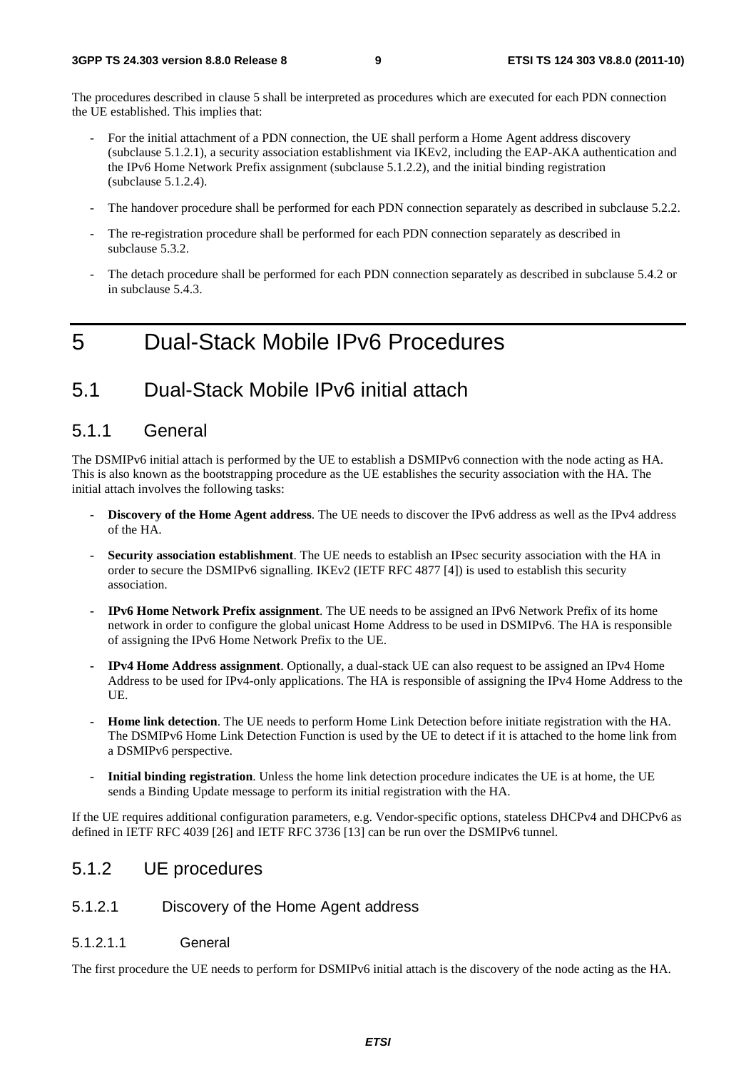The procedures described in clause 5 shall be interpreted as procedures which are executed for each PDN connection the UE established. This implies that:

- For the initial attachment of a PDN connection, the UE shall perform a Home Agent address discovery (subclause 5.1.2.1), a security association establishment via IKEv2, including the EAP-AKA authentication and the IPv6 Home Network Prefix assignment (subclause 5.1.2.2), and the initial binding registration (subclause 5.1.2.4).
- The handover procedure shall be performed for each PDN connection separately as described in subclause 5.2.2.
- The re-registration procedure shall be performed for each PDN connection separately as described in subclause 5.3.2.
- The detach procedure shall be performed for each PDN connection separately as described in subclause 5.4.2 or in subclause 5.4.3.

# 5 Dual-Stack Mobile IPv6 Procedures

## 5.1 Dual-Stack Mobile IPv6 initial attach

### 5.1.1 General

The DSMIPv6 initial attach is performed by the UE to establish a DSMIPv6 connection with the node acting as HA. This is also known as the bootstrapping procedure as the UE establishes the security association with the HA. The initial attach involves the following tasks:

- **Discovery of the Home Agent address**. The UE needs to discover the IPv6 address as well as the IPv4 address of the HA.
- **Security association establishment**. The UE needs to establish an IPsec security association with the HA in order to secure the DSMIPv6 signalling. IKEv2 (IETF RFC 4877 [4]) is used to establish this security association.
- **IPv6 Home Network Prefix assignment**. The UE needs to be assigned an IPv6 Network Prefix of its home network in order to configure the global unicast Home Address to be used in DSMIPv6. The HA is responsible of assigning the IPv6 Home Network Prefix to the UE.
- **IPv4 Home Address assignment**. Optionally, a dual-stack UE can also request to be assigned an IPv4 Home Address to be used for IPv4-only applications. The HA is responsible of assigning the IPv4 Home Address to the UE.
- **Home link detection**. The UE needs to perform Home Link Detection before initiate registration with the HA. The DSMIPv6 Home Link Detection Function is used by the UE to detect if it is attached to the home link from a DSMIPv6 perspective.
- **Initial binding registration**. Unless the home link detection procedure indicates the UE is at home, the UE sends a Binding Update message to perform its initial registration with the HA.

If the UE requires additional configuration parameters, e.g. Vendor-specific options, stateless DHCPv4 and DHCPv6 as defined in IETF RFC 4039 [26] and IETF RFC 3736 [13] can be run over the DSMIPv6 tunnel.

### 5.1.2 UE procedures

#### 5.1.2.1 Discovery of the Home Agent address

##### 5.1.2.1.1 General

The first procedure the UE needs to perform for DSMIPv6 initial attach is the discovery of the node acting as the HA.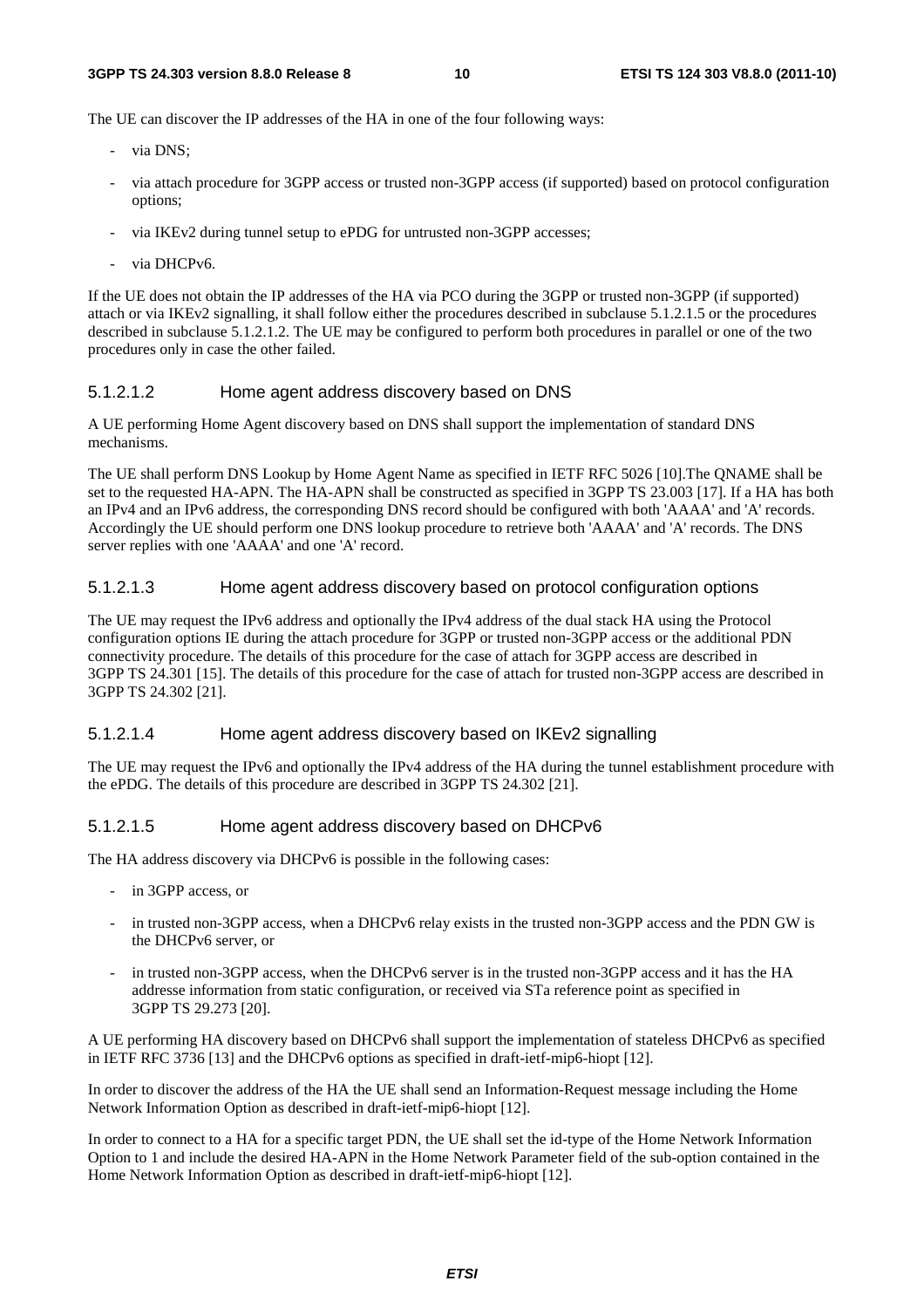The UE can discover the IP addresses of the HA in one of the four following ways:

- via DNS;
- via attach procedure for 3GPP access or trusted non-3GPP access (if supported) based on protocol configuration options;
- via IKEv2 during tunnel setup to ePDG for untrusted non-3GPP accesses;
- via DHCPv6.

If the UE does not obtain the IP addresses of the HA via PCO during the 3GPP or trusted non-3GPP (if supported) attach or via IKEv2 signalling, it shall follow either the procedures described in subclause 5.1.2.1.5 or the procedures described in subclause 5.1.2.1.2. The UE may be configured to perform both procedures in parallel or one of the two procedures only in case the other failed.

#### 5.1.2.1.2 Home agent address discovery based on DNS

A UE performing Home Agent discovery based on DNS shall support the implementation of standard DNS mechanisms.

The UE shall perform DNS Lookup by Home Agent Name as specified in IETF RFC 5026 [10].The QNAME shall be set to the requested HA-APN. The HA-APN shall be constructed as specified in 3GPP TS 23.003 [17]. If a HA has both an IPv4 and an IPv6 address, the corresponding DNS record should be configured with both 'AAAA' and 'A' records. Accordingly the UE should perform one DNS lookup procedure to retrieve both 'AAAA' and 'A' records. The DNS server replies with one 'AAAA' and one 'A' record.

#### 5.1.2.1.3 Home agent address discovery based on protocol configuration options

The UE may request the IPv6 address and optionally the IPv4 address of the dual stack HA using the Protocol configuration options IE during the attach procedure for 3GPP or trusted non-3GPP access or the additional PDN connectivity procedure. The details of this procedure for the case of attach for 3GPP access are described in 3GPP TS 24.301 [15]. The details of this procedure for the case of attach for trusted non-3GPP access are described in 3GPP TS 24.302 [21].

#### 5.1.2.1.4 Home agent address discovery based on IKEv2 signalling

The UE may request the IPv6 and optionally the IPv4 address of the HA during the tunnel establishment procedure with the ePDG. The details of this procedure are described in 3GPP TS 24.302 [21].

#### 5.1.2.1.5 Home agent address discovery based on DHCPv6

The HA address discovery via DHCPv6 is possible in the following cases:

- in 3GPP access, or
- in trusted non-3GPP access, when a DHCPv6 relay exists in the trusted non-3GPP access and the PDN GW is the DHCPv6 server, or
- in trusted non-3GPP access, when the DHCPv6 server is in the trusted non-3GPP access and it has the HA addresse information from static configuration, or received via STa reference point as specified in 3GPP TS 29.273 [20].

A UE performing HA discovery based on DHCPv6 shall support the implementation of stateless DHCPv6 as specified in IETF RFC 3736 [13] and the DHCPv6 options as specified in draft-ietf-mip6-hiopt [12].

In order to discover the address of the HA the UE shall send an Information-Request message including the Home Network Information Option as described in draft-ietf-mip6-hiopt [12].

In order to connect to a HA for a specific target PDN, the UE shall set the id-type of the Home Network Information Option to 1 and include the desired HA-APN in the Home Network Parameter field of the sub-option contained in the Home Network Information Option as described in draft-ietf-mip6-hiopt [12].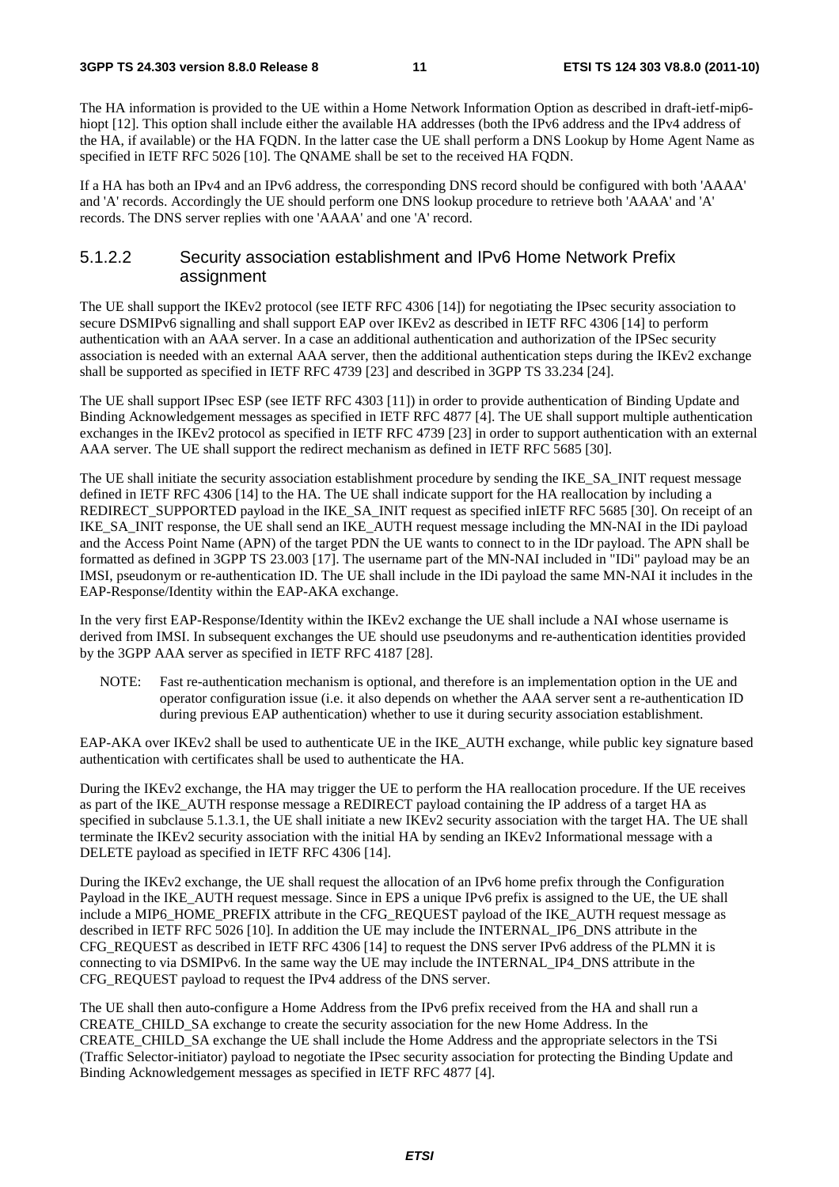The HA information is provided to the UE within a Home Network Information Option as described in draft-ietf-mip6-hiopt [12]. This option shall include either the available HA addresses (both the IPv6 address and the IPv4 address of the HA, if available) or the HA FQDN. In the latter case the UE shall perform a DNS Lookup by Home Agent Name as specified in IETF RFC 5026 [10]. The QNAME shall be set to the received HA FQDN.

If a HA has both an IPv4 and an IPv6 address, the corresponding DNS record should be configured with both 'AAAA' and 'A' records. Accordingly the UE should perform one DNS lookup procedure to retrieve both 'AAAA' and 'A' records. The DNS server replies with one 'AAAA' and one 'A' record.

#### 5.1.2.2 Security association establishment and IPv6 Home Network Prefix assignment

The UE shall support the IKEv2 protocol (see IETF RFC 4306 [14]) for negotiating the IPsec security association to secure DSMIPv6 signalling and shall support EAP over IKEv2 as described in IETF RFC 4306 [14] to perform authentication with an AAA server. In a case an additional authentication and authorization of the IPSec security association is needed with an external AAA server, then the additional authentication steps during the IKEv2 exchange shall be supported as specified in IETF RFC 4739 [23] and described in 3GPP TS 33.234 [24].

The UE shall support IPsec ESP (see IETF RFC 4303 [11]) in order to provide authentication of Binding Update and Binding Acknowledgement messages as specified in IETF RFC 4877 [4]. The UE shall support multiple authentication exchanges in the IKEv2 protocol as specified in IETF RFC 4739 [23] in order to support authentication with an external AAA server. The UE shall support the redirect mechanism as defined in IETF RFC 5685 [30].

The UE shall initiate the security association establishment procedure by sending the IKE_SA_INIT request message defined in IETF RFC 4306 [14] to the HA. The UE shall indicate support for the HA reallocation by including a REDIRECT_SUPPORTED payload in the IKE_SA_INIT request as specified inIETF RFC 5685 [30]. On receipt of an IKE_SA_INIT response, the UE shall send an IKE_AUTH request message including the MN-NAI in the IDi payload and the Access Point Name (APN) of the target PDN the UE wants to connect to in the IDr payload. The APN shall be formatted as defined in 3GPP TS 23.003 [17]. The username part of the MN-NAI included in "IDi" payload may be an IMSI, pseudonym or re-authentication ID. The UE shall include in the IDi payload the same MN-NAI it includes in the EAP-Response/Identity within the EAP-AKA exchange.

In the very first EAP-Response/Identity within the IKEv2 exchange the UE shall include a NAI whose username is derived from IMSI. In subsequent exchanges the UE should use pseudonyms and re-authentication identities provided by the 3GPP AAA server as specified in IETF RFC 4187 [28].

> NOTE: Fast re-authentication mechanism is optional, and therefore is an implementation option in the UE and operator configuration issue (i.e. it also depends on whether the AAA server sent a re-authentication ID during previous EAP authentication) whether to use it during security association establishment.

EAP-AKA over IKEv2 shall be used to authenticate UE in the IKE_AUTH exchange, while public key signature based authentication with certificates shall be used to authenticate the HA.

During the IKEv2 exchange, the HA may trigger the UE to perform the HA reallocation procedure. If the UE receives as part of the IKE_AUTH response message a REDIRECT payload containing the IP address of a target HA as specified in subclause 5.1.3.1, the UE shall initiate a new IKEv2 security association with the target HA. The UE shall terminate the IKEv2 security association with the initial HA by sending an IKEv2 Informational message with a DELETE payload as specified in IETF RFC 4306 [14].

During the IKEv2 exchange, the UE shall request the allocation of an IPv6 home prefix through the Configuration Payload in the IKE_AUTH request message. Since in EPS a unique IPv6 prefix is assigned to the UE, the UE shall include a MIP6_HOME_PREFIX attribute in the CFG_REQUEST payload of the IKE_AUTH request message as described in IETF RFC 5026 [10]. In addition the UE may include the INTERNAL_IP6_DNS attribute in the CFG_REQUEST as described in IETF RFC 4306 [14] to request the DNS server IPv6 address of the PLMN it is connecting to via DSMIPv6. In the same way the UE may include the INTERNAL_IP4_DNS attribute in the CFG_REQUEST payload to request the IPv4 address of the DNS server.

The UE shall then auto-configure a Home Address from the IPv6 prefix received from the HA and shall run a CREATE_CHILD_SA exchange to create the security association for the new Home Address. In the CREATE_CHILD_SA exchange the UE shall include the Home Address and the appropriate selectors in the TSi (Traffic Selector-initiator) payload to negotiate the IPsec security association for protecting the Binding Update and Binding Acknowledgement messages as specified in IETF RFC 4877 [4].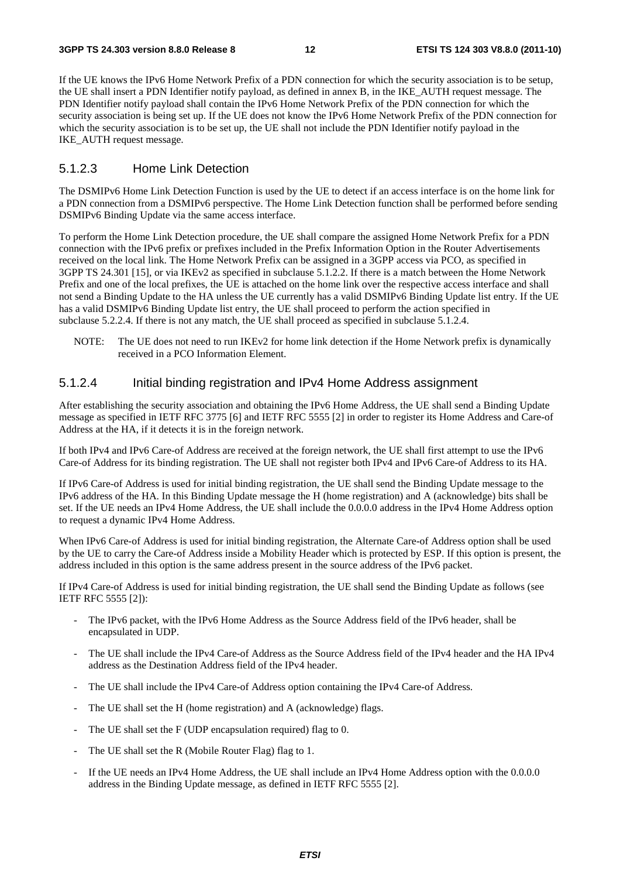If the UE knows the IPv6 Home Network Prefix of a PDN connection for which the security association is to be setup, the UE shall insert a PDN Identifier notify payload, as defined in annex B, in the IKE_AUTH request message. The PDN Identifier notify payload shall contain the IPv6 Home Network Prefix of the PDN connection for which the security association is being set up. If the UE does not know the IPv6 Home Network Prefix of the PDN connection for which the security association is to be set up, the UE shall not include the PDN Identifier notify payload in the IKE_AUTH request message.

### 5.1.2.3 Home Link Detection

The DSMIPv6 Home Link Detection Function is used by the UE to detect if an access interface is on the home link for a PDN connection from a DSMIPv6 perspective. The Home Link Detection function shall be performed before sending DSMIPv6 Binding Update via the same access interface.

To perform the Home Link Detection procedure, the UE shall compare the assigned Home Network Prefix for a PDN connection with the IPv6 prefix or prefixes included in the Prefix Information Option in the Router Advertisements received on the local link. The Home Network Prefix can be assigned in a 3GPP access via PCO, as specified in 3GPP TS 24.301 [15], or via IKEv2 as specified in subclause 5.1.2.2. If there is a match between the Home Network Prefix and one of the local prefixes, the UE is attached on the home link over the respective access interface and shall not send a Binding Update to the HA unless the UE currently has a valid DSMIPv6 Binding Update list entry. If the UE has a valid DSMIPv6 Binding Update list entry, the UE shall proceed to perform the action specified in subclause 5.2.2.4. If there is not any match, the UE shall proceed as specified in subclause 5.1.2.4.

NOTE: The UE does not need to run IKEv2 for home link detection if the Home Network prefix is dynamically received in a PCO Information Element.

### 5.1.2.4 Initial binding registration and IPv4 Home Address assignment

After establishing the security association and obtaining the IPv6 Home Address, the UE shall send a Binding Update message as specified in IETF RFC 3775 [6] and IETF RFC 5555 [2] in order to register its Home Address and Care-of Address at the HA, if it detects it is in the foreign network.

If both IPv4 and IPv6 Care-of Address are received at the foreign network, the UE shall first attempt to use the IPv6 Care-of Address for its binding registration. The UE shall not register both IPv4 and IPv6 Care-of Address to its HA.

If IPv6 Care-of Address is used for initial binding registration, the UE shall send the Binding Update message to the IPv6 address of the HA. In this Binding Update message the H (home registration) and A (acknowledge) bits shall be set. If the UE needs an IPv4 Home Address, the UE shall include the 0.0.0.0 address in the IPv4 Home Address option to request a dynamic IPv4 Home Address.

When IPv6 Care-of Address is used for initial binding registration, the Alternate Care-of Address option shall be used by the UE to carry the Care-of Address inside a Mobility Header which is protected by ESP. If this option is present, the address included in this option is the same address present in the source address of the IPv6 packet.

If IPv4 Care-of Address is used for initial binding registration, the UE shall send the Binding Update as follows (see IETF RFC 5555 [2]):

- The IPv6 packet, with the IPv6 Home Address as the Source Address field of the IPv6 header, shall be encapsulated in UDP.
- The UE shall include the IPv4 Care-of Address as the Source Address field of the IPv4 header and the HA IPv4 address as the Destination Address field of the IPv4 header.
- The UE shall include the IPv4 Care-of Address option containing the IPv4 Care-of Address.
- The UE shall set the H (home registration) and A (acknowledge) flags.
- The UE shall set the F (UDP encapsulation required) flag to 0.
- The UE shall set the R (Mobile Router Flag) flag to 1.
- If the UE needs an IPv4 Home Address, the UE shall include an IPv4 Home Address option with the 0.0.0.0 address in the Binding Update message, as defined in IETF RFC 5555 [2].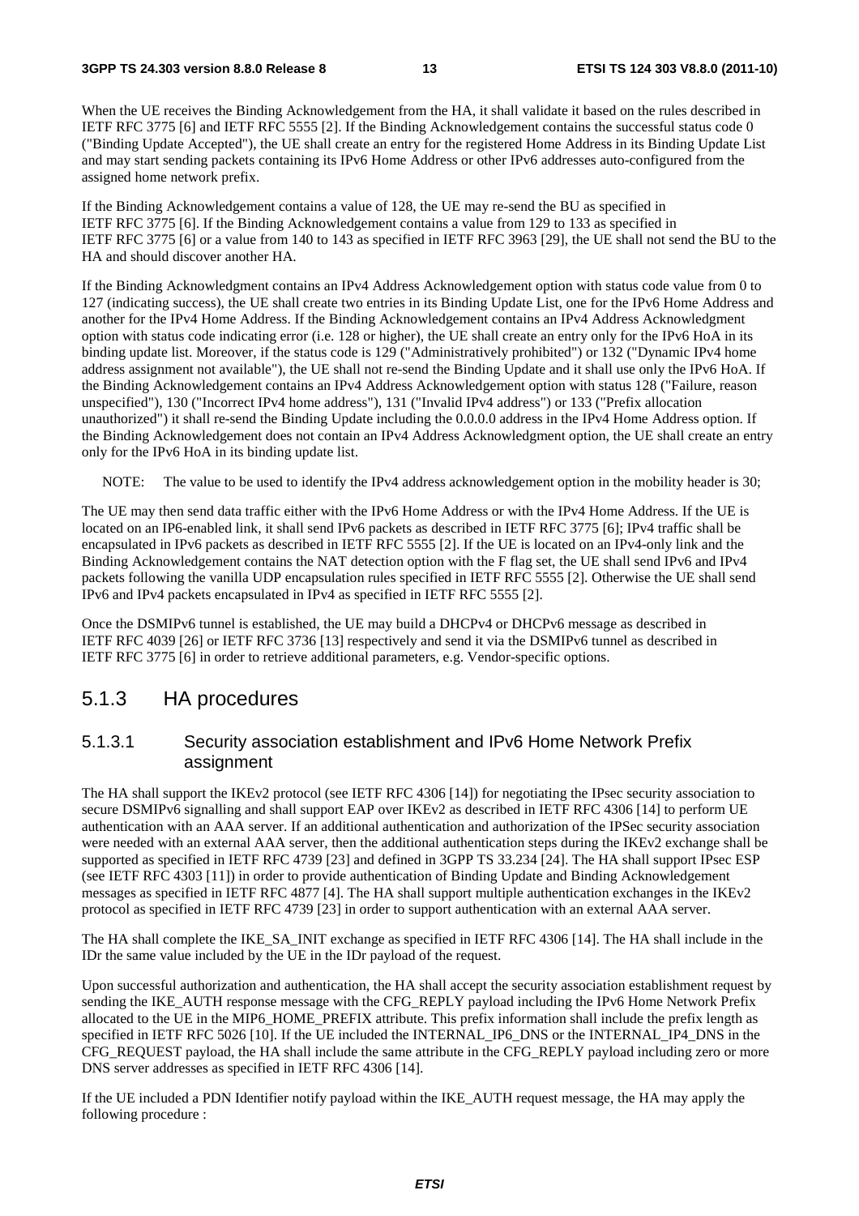When the UE receives the Binding Acknowledgement from the HA, it shall validate it based on the rules described in IETF RFC 3775 [6] and IETF RFC 5555 [2]. If the Binding Acknowledgement contains the successful status code 0 ("Binding Update Accepted"), the UE shall create an entry for the registered Home Address in its Binding Update List and may start sending packets containing its IPv6 Home Address or other IPv6 addresses auto-configured from the assigned home network prefix.

If the Binding Acknowledgement contains a value of 128, the UE may re-send the BU as specified in IETF RFC 3775 [6]. If the Binding Acknowledgement contains a value from 129 to 133 as specified in IETF RFC 3775 [6] or a value from 140 to 143 as specified in IETF RFC 3963 [29], the UE shall not send the BU to the HA and should discover another HA.

If the Binding Acknowledgment contains an IPv4 Address Acknowledgement option with status code value from 0 to 127 (indicating success), the UE shall create two entries in its Binding Update List, one for the IPv6 Home Address and another for the IPv4 Home Address. If the Binding Acknowledgement contains an IPv4 Address Acknowledgment option with status code indicating error (i.e. 128 or higher), the UE shall create an entry only for the IPv6 HoA in its binding update list. Moreover, if the status code is 129 ("Administratively prohibited") or 132 ("Dynamic IPv4 home address assignment not available"), the UE shall not re-send the Binding Update and it shall use only the IPv6 HoA. If the Binding Acknowledgement contains an IPv4 Address Acknowledgement option with status 128 ("Failure, reason unspecified"), 130 ("Incorrect IPv4 home address"), 131 ("Invalid IPv4 address") or 133 ("Prefix allocation unauthorized") it shall re-send the Binding Update including the 0.0.0.0 address in the IPv4 Home Address option. If the Binding Acknowledgement does not contain an IPv4 Address Acknowledgment option, the UE shall create an entry only for the IPv6 HoA in its binding update list.

NOTE: The value to be used to identify the IPv4 address acknowledgement option in the mobility header is 30;

The UE may then send data traffic either with the IPv6 Home Address or with the IPv4 Home Address. If the UE is located on an IP6-enabled link, it shall send IPv6 packets as described in IETF RFC 3775 [6]; IPv4 traffic shall be encapsulated in IPv6 packets as described in IETF RFC 5555 [2]. If the UE is located on an IPv4-only link and the Binding Acknowledgement contains the NAT detection option with the F flag set, the UE shall send IPv6 and IPv4 packets following the vanilla UDP encapsulation rules specified in IETF RFC 5555 [2]. Otherwise the UE shall send IPv6 and IPv4 packets encapsulated in IPv4 as specified in IETF RFC 5555 [2].

Once the DSMIPv6 tunnel is established, the UE may build a DHCPv4 or DHCPv6 message as described in IETF RFC 4039 [26] or IETF RFC 3736 [13] respectively and send it via the DSMIPv6 tunnel as described in IETF RFC 3775 [6] in order to retrieve additional parameters, e.g. Vendor-specific options.

## 5.1.3 HA procedures

### 5.1.3.1 Security association establishment and IPv6 Home Network Prefix assignment

The HA shall support the IKEv2 protocol (see IETF RFC 4306 [14]) for negotiating the IPsec security association to secure DSMIPv6 signalling and shall support EAP over IKEv2 as described in IETF RFC 4306 [14] to perform UE authentication with an AAA server. If an additional authentication and authorization of the IPSec security association were needed with an external AAA server, then the additional authentication steps during the IKEv2 exchange shall be supported as specified in IETF RFC 4739 [23] and defined in 3GPP TS 33.234 [24]. The HA shall support IPsec ESP (see IETF RFC 4303 [11]) in order to provide authentication of Binding Update and Binding Acknowledgement messages as specified in IETF RFC 4877 [4]. The HA shall support multiple authentication exchanges in the IKEv2 protocol as specified in IETF RFC 4739 [23] in order to support authentication with an external AAA server.

The HA shall complete the IKE_SA_INIT exchange as specified in IETF RFC 4306 [14]. The HA shall include in the IDr the same value included by the UE in the IDr payload of the request.

Upon successful authorization and authentication, the HA shall accept the security association establishment request by sending the IKE_AUTH response message with the CFG_REPLY payload including the IPv6 Home Network Prefix allocated to the UE in the MIP6_HOME_PREFIX attribute. This prefix information shall include the prefix length as specified in IETF RFC 5026 [10]. If the UE included the INTERNAL_IP6_DNS or the INTERNAL_IP4_DNS in the CFG_REQUEST payload, the HA shall include the same attribute in the CFG_REPLY payload including zero or more DNS server addresses as specified in IETF RFC 4306 [14].

If the UE included a PDN Identifier notify payload within the IKE_AUTH request message, the HA may apply the following procedure :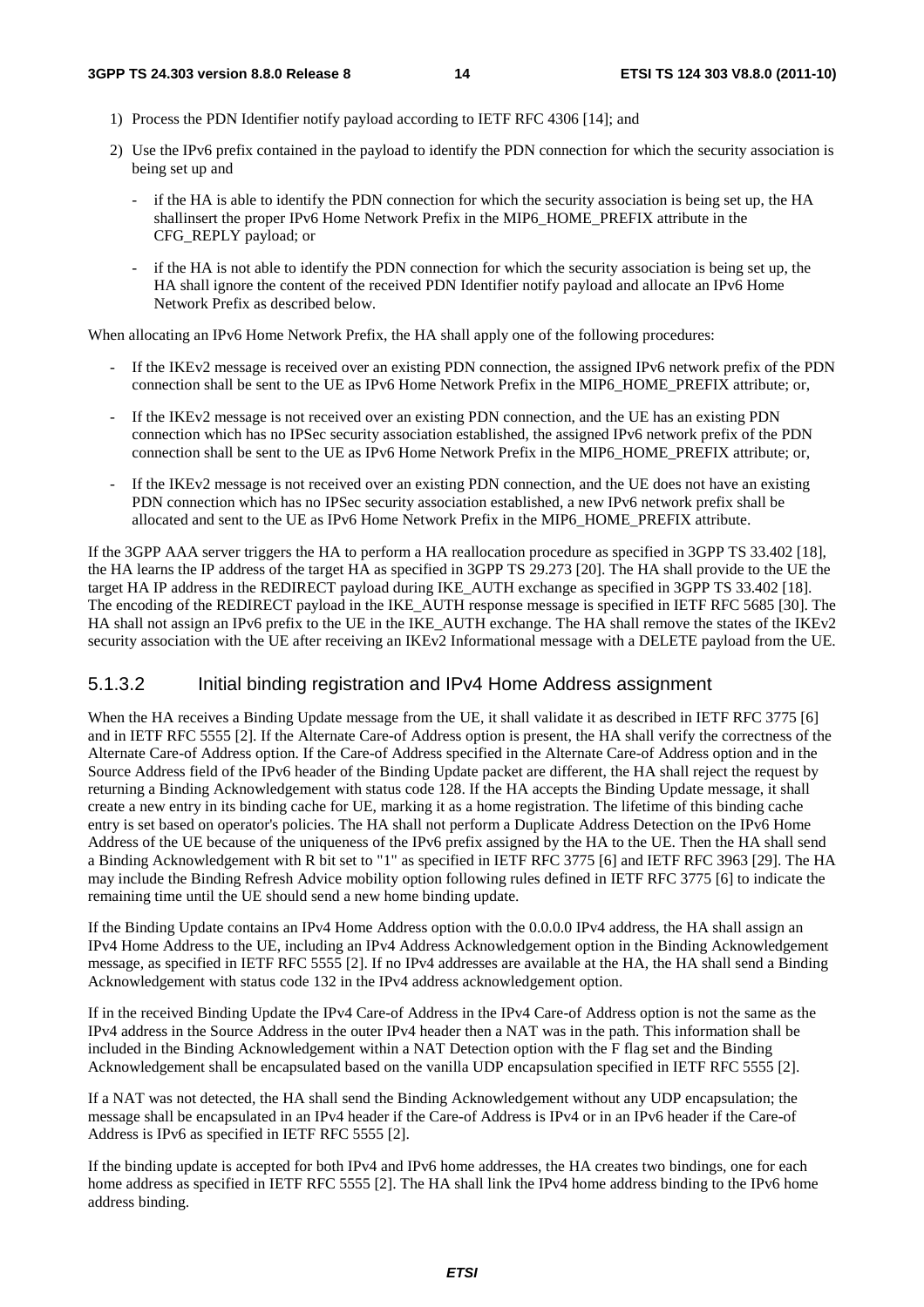1) Process the PDN Identifier notify payload according to IETF RFC 4306 [14]; and

2) Use the IPv6 prefix contained in the payload to identify the PDN connection for which the security association is being set up and

   - if the HA is able to identify the PDN connection for which the security association is being set up, the HA shallinsert the proper IPv6 Home Network Prefix in the MIP6_HOME_PREFIX attribute in the CFG_REPLY payload; or

   - if the HA is not able to identify the PDN connection for which the security association is being set up, the HA shall ignore the content of the received PDN Identifier notify payload and allocate an IPv6 Home Network Prefix as described below.

When allocating an IPv6 Home Network Prefix, the HA shall apply one of the following procedures:

- If the IKEv2 message is received over an existing PDN connection, the assigned IPv6 network prefix of the PDN connection shall be sent to the UE as IPv6 Home Network Prefix in the MIP6_HOME_PREFIX attribute; or,

- If the IKEv2 message is not received over an existing PDN connection, and the UE has an existing PDN connection which has no IPSec security association established, the assigned IPv6 network prefix of the PDN connection shall be sent to the UE as IPv6 Home Network Prefix in the MIP6_HOME_PREFIX attribute; or,

- If the IKEv2 message is not received over an existing PDN connection, and the UE does not have an existing PDN connection which has no IPSec security association established, a new IPv6 network prefix shall be allocated and sent to the UE as IPv6 Home Network Prefix in the MIP6_HOME_PREFIX attribute.

If the 3GPP AAA server triggers the HA to perform a HA reallocation procedure as specified in 3GPP TS 33.402 [18], the HA learns the IP address of the target HA as specified in 3GPP TS 29.273 [20]. The HA shall provide to the UE the target HA IP address in the REDIRECT payload during IKE_AUTH exchange as specified in 3GPP TS 33.402 [18]. The encoding of the REDIRECT payload in the IKE_AUTH response message is specified in IETF RFC 5685 [30]. The HA shall not assign an IPv6 prefix to the UE in the IKE_AUTH exchange. The HA shall remove the states of the IKEv2 security association with the UE after receiving an IKEv2 Informational message with a DELETE payload from the UE.

### 5.1.3.2 Initial binding registration and IPv4 Home Address assignment

When the HA receives a Binding Update message from the UE, it shall validate it as described in IETF RFC 3775 [6] and in IETF RFC 5555 [2]. If the Alternate Care-of Address option is present, the HA shall verify the correctness of the Alternate Care-of Address option. If the Care-of Address specified in the Alternate Care-of Address option and in the Source Address field of the IPv6 header of the Binding Update packet are different, the HA shall reject the request by returning a Binding Acknowledgement with status code 128. If the HA accepts the Binding Update message, it shall create a new entry in its binding cache for UE, marking it as a home registration. The lifetime of this binding cache entry is set based on operator's policies. The HA shall not perform a Duplicate Address Detection on the IPv6 Home Address of the UE because of the uniqueness of the IPv6 prefix assigned by the HA to the UE. Then the HA shall send a Binding Acknowledgement with R bit set to "1" as specified in IETF RFC 3775 [6] and IETF RFC 3963 [29]. The HA may include the Binding Refresh Advice mobility option following rules defined in IETF RFC 3775 [6] to indicate the remaining time until the UE should send a new home binding update.

If the Binding Update contains an IPv4 Home Address option with the 0.0.0.0 IPv4 address, the HA shall assign an IPv4 Home Address to the UE, including an IPv4 Address Acknowledgement option in the Binding Acknowledgement message, as specified in IETF RFC 5555 [2]. If no IPv4 addresses are available at the HA, the HA shall send a Binding Acknowledgement with status code 132 in the IPv4 address acknowledgement option.

If in the received Binding Update the IPv4 Care-of Address in the IPv4 Care-of Address option is not the same as the IPv4 address in the Source Address in the outer IPv4 header then a NAT was in the path. This information shall be included in the Binding Acknowledgement within a NAT Detection option with the F flag set and the Binding Acknowledgement shall be encapsulated based on the vanilla UDP encapsulation specified in IETF RFC 5555 [2].

If a NAT was not detected, the HA shall send the Binding Acknowledgement without any UDP encapsulation; the message shall be encapsulated in an IPv4 header if the Care-of Address is IPv4 or in an IPv6 header if the Care-of Address is IPv6 as specified in IETF RFC 5555 [2].

If the binding update is accepted for both IPv4 and IPv6 home addresses, the HA creates two bindings, one for each home address as specified in IETF RFC 5555 [2]. The HA shall link the IPv4 home address binding to the IPv6 home address binding.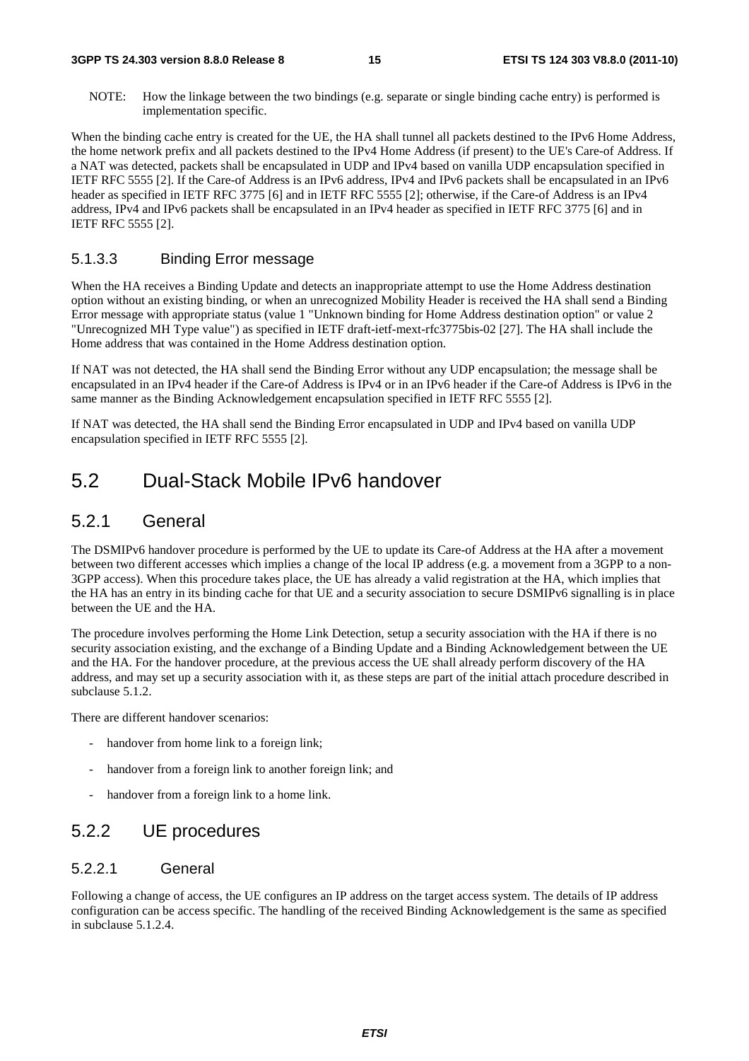NOTE: How the linkage between the two bindings (e.g. separate or single binding cache entry) is performed is implementation specific.

When the binding cache entry is created for the UE, the HA shall tunnel all packets destined to the IPv6 Home Address, the home network prefix and all packets destined to the IPv4 Home Address (if present) to the UE's Care-of Address. If a NAT was detected, packets shall be encapsulated in UDP and IPv4 based on vanilla UDP encapsulation specified in IETF RFC 5555 [2]. If the Care-of Address is an IPv6 address, IPv4 and IPv6 packets shall be encapsulated in an IPv6 header as specified in IETF RFC 3775 [6] and in IETF RFC 5555 [2]; otherwise, if the Care-of Address is an IPv4 address, IPv4 and IPv6 packets shall be encapsulated in an IPv4 header as specified in IETF RFC 3775 [6] and in IETF RFC 5555 [2].

#### 5.1.3.3 Binding Error message

When the HA receives a Binding Update and detects an inappropriate attempt to use the Home Address destination option without an existing binding, or when an unrecognized Mobility Header is received the HA shall send a Binding Error message with appropriate status (value 1 "Unknown binding for Home Address destination option" or value 2 "Unrecognized MH Type value") as specified in IETF draft-ietf-mext-rfc3775bis-02 [27]. The HA shall include the Home address that was contained in the Home Address destination option.

If NAT was not detected, the HA shall send the Binding Error without any UDP encapsulation; the message shall be encapsulated in an IPv4 header if the Care-of Address is IPv4 or in an IPv6 header if the Care-of Address is IPv6 in the same manner as the Binding Acknowledgement encapsulation specified in IETF RFC 5555 [2].

If NAT was detected, the HA shall send the Binding Error encapsulated in UDP and IPv4 based on vanilla UDP encapsulation specified in IETF RFC 5555 [2].

## 5.2 Dual-Stack Mobile IPv6 handover

### 5.2.1 General

The DSMIPv6 handover procedure is performed by the UE to update its Care-of Address at the HA after a movement between two different accesses which implies a change of the local IP address (e.g. a movement from a 3GPP to a non-3GPP access). When this procedure takes place, the UE has already a valid registration at the HA, which implies that the HA has an entry in its binding cache for that UE and a security association to secure DSMIPv6 signalling is in place between the UE and the HA.

The procedure involves performing the Home Link Detection, setup a security association with the HA if there is no security association existing, and the exchange of a Binding Update and a Binding Acknowledgement between the UE and the HA. For the handover procedure, at the previous access the UE shall already perform discovery of the HA address, and may set up a security association with it, as these steps are part of the initial attach procedure described in subclause 5.1.2.

There are different handover scenarios:

- handover from home link to a foreign link;
- handover from a foreign link to another foreign link; and
- handover from a foreign link to a home link.

### 5.2.2 UE procedures

#### 5.2.2.1 General

Following a change of access, the UE configures an IP address on the target access system. The details of IP address configuration can be access specific. The handling of the received Binding Acknowledgement is the same as specified in subclause 5.1.2.4.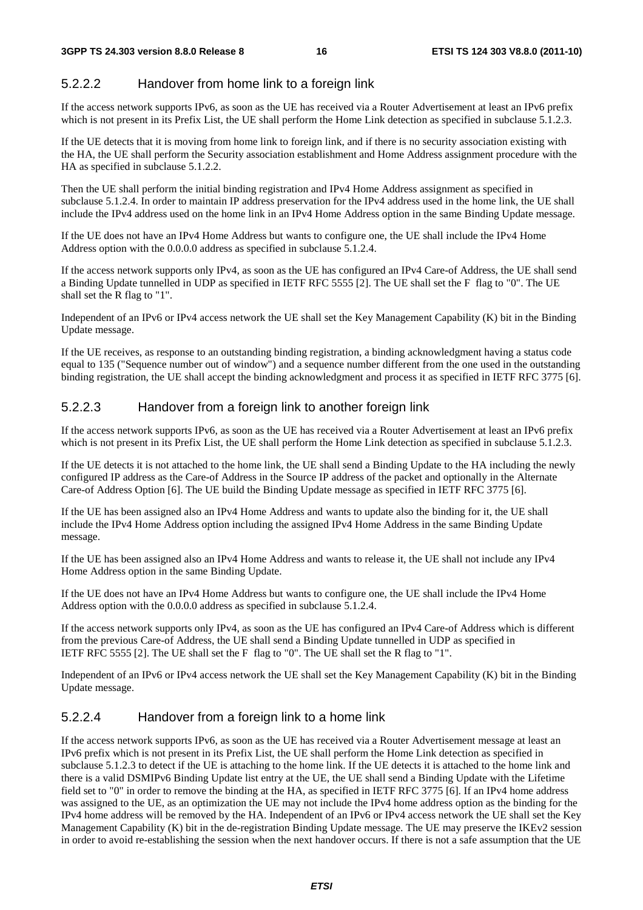#### 5.2.2.2 Handover from home link to a foreign link

If the access network supports IPv6, as soon as the UE has received via a Router Advertisement at least an IPv6 prefix which is not present in its Prefix List, the UE shall perform the Home Link detection as specified in subclause 5.1.2.3.

If the UE detects that it is moving from home link to foreign link, and if there is no security association existing with the HA, the UE shall perform the Security association establishment and Home Address assignment procedure with the HA as specified in subclause 5.1.2.2.

Then the UE shall perform the initial binding registration and IPv4 Home Address assignment as specified in subclause 5.1.2.4. In order to maintain IP address preservation for the IPv4 address used in the home link, the UE shall include the IPv4 address used on the home link in an IPv4 Home Address option in the same Binding Update message.

If the UE does not have an IPv4 Home Address but wants to configure one, the UE shall include the IPv4 Home Address option with the 0.0.0.0 address as specified in subclause 5.1.2.4.

If the access network supports only IPv4, as soon as the UE has configured an IPv4 Care-of Address, the UE shall send a Binding Update tunnelled in UDP as specified in IETF RFC 5555 [2]. The UE shall set the F flag to "0". The UE shall set the R flag to "1".

Independent of an IPv6 or IPv4 access network the UE shall set the Key Management Capability (K) bit in the Binding Update message.

If the UE receives, as response to an outstanding binding registration, a binding acknowledgment having a status code equal to 135 ("Sequence number out of window") and a sequence number different from the one used in the outstanding binding registration, the UE shall accept the binding acknowledgment and process it as specified in IETF RFC 3775 [6].

#### 5.2.2.3 Handover from a foreign link to another foreign link

If the access network supports IPv6, as soon as the UE has received via a Router Advertisement at least an IPv6 prefix which is not present in its Prefix List, the UE shall perform the Home Link detection as specified in subclause 5.1.2.3.

If the UE detects it is not attached to the home link, the UE shall send a Binding Update to the HA including the newly configured IP address as the Care-of Address in the Source IP address of the packet and optionally in the Alternate Care-of Address Option [6]. The UE build the Binding Update message as specified in IETF RFC 3775 [6].

If the UE has been assigned also an IPv4 Home Address and wants to update also the binding for it, the UE shall include the IPv4 Home Address option including the assigned IPv4 Home Address in the same Binding Update message.

If the UE has been assigned also an IPv4 Home Address and wants to release it, the UE shall not include any IPv4 Home Address option in the same Binding Update.

If the UE does not have an IPv4 Home Address but wants to configure one, the UE shall include the IPv4 Home Address option with the 0.0.0.0 address as specified in subclause 5.1.2.4.

If the access network supports only IPv4, as soon as the UE has configured an IPv4 Care-of Address which is different from the previous Care-of Address, the UE shall send a Binding Update tunnelled in UDP as specified in IETF RFC 5555 [2]. The UE shall set the F flag to "0". The UE shall set the R flag to "1".

Independent of an IPv6 or IPv4 access network the UE shall set the Key Management Capability (K) bit in the Binding Update message.

#### 5.2.2.4 Handover from a foreign link to a home link

If the access network supports IPv6, as soon as the UE has received via a Router Advertisement message at least an IPv6 prefix which is not present in its Prefix List, the UE shall perform the Home Link detection as specified in subclause 5.1.2.3 to detect if the UE is attaching to the home link. If the UE detects it is attached to the home link and there is a valid DSMIPv6 Binding Update list entry at the UE, the UE shall send a Binding Update with the Lifetime field set to "0" in order to remove the binding at the HA, as specified in IETF RFC 3775 [6]. If an IPv4 home address was assigned to the UE, as an optimization the UE may not include the IPv4 home address option as the binding for the IPv4 home address will be removed by the HA. Independent of an IPv6 or IPv4 access network the UE shall set the Key Management Capability (K) bit in the de-registration Binding Update message. The UE may preserve the IKEv2 session in order to avoid re-establishing the session when the next handover occurs. If there is not a safe assumption that the UE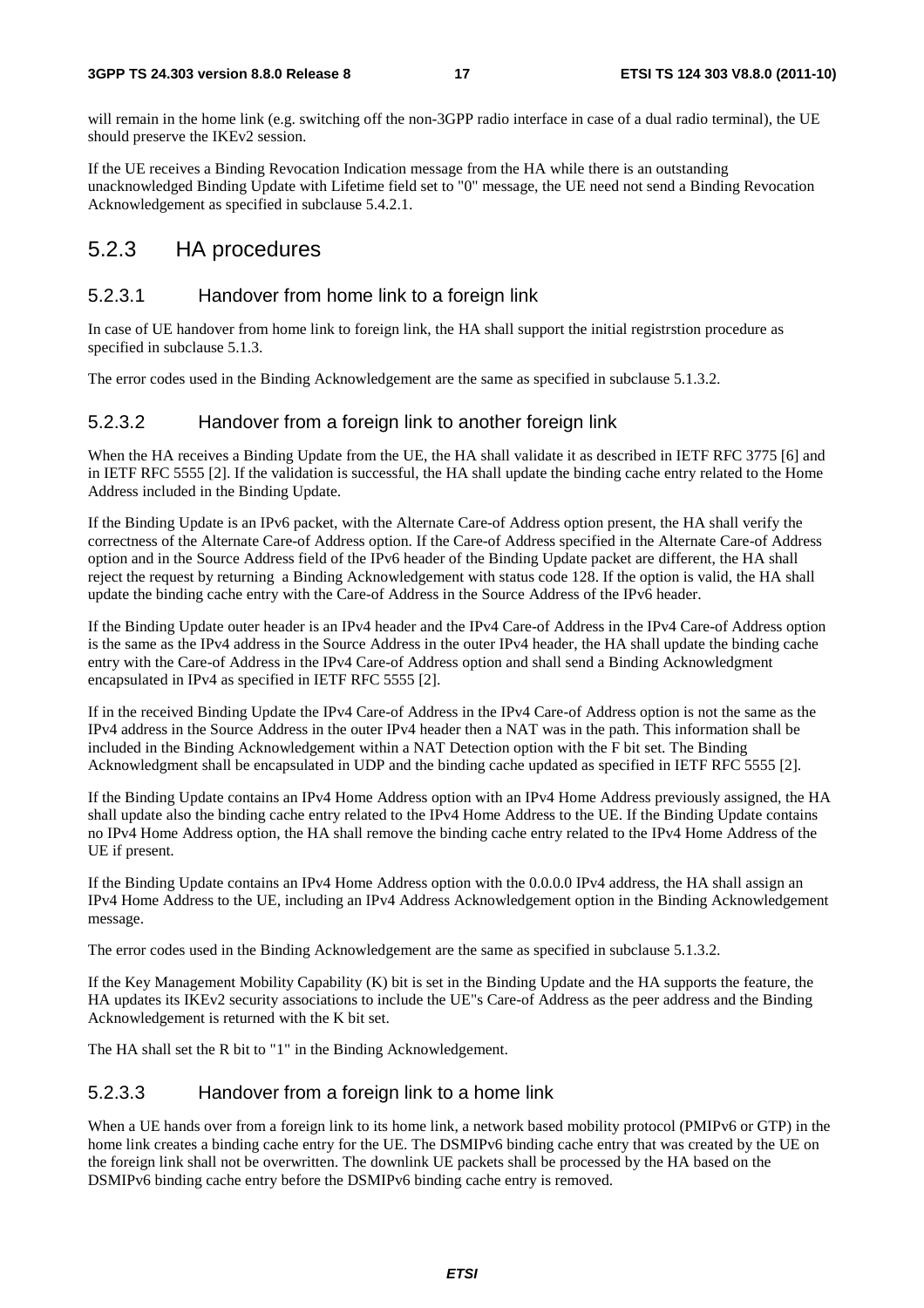will remain in the home link (e.g. switching off the non-3GPP radio interface in case of a dual radio terminal), the UE should preserve the IKEv2 session.

If the UE receives a Binding Revocation Indication message from the HA while there is an outstanding unacknowledged Binding Update with Lifetime field set to "0" message, the UE need not send a Binding Revocation Acknowledgement as specified in subclause 5.4.2.1.

## 5.2.3 HA procedures

### 5.2.3.1 Handover from home link to a foreign link

In case of UE handover from home link to foreign link, the HA shall support the initial registrstion procedure as specified in subclause 5.1.3.

The error codes used in the Binding Acknowledgement are the same as specified in subclause 5.1.3.2.

### 5.2.3.2 Handover from a foreign link to another foreign link

When the HA receives a Binding Update from the UE, the HA shall validate it as described in IETF RFC 3775 [6] and in IETF RFC 5555 [2]. If the validation is successful, the HA shall update the binding cache entry related to the Home Address included in the Binding Update.

If the Binding Update is an IPv6 packet, with the Alternate Care-of Address option present, the HA shall verify the correctness of the Alternate Care-of Address option. If the Care-of Address specified in the Alternate Care-of Address option and in the Source Address field of the IPv6 header of the Binding Update packet are different, the HA shall reject the request by returning a Binding Acknowledgement with status code 128. If the option is valid, the HA shall update the binding cache entry with the Care-of Address in the Source Address of the IPv6 header.

If the Binding Update outer header is an IPv4 header and the IPv4 Care-of Address in the IPv4 Care-of Address option is the same as the IPv4 address in the Source Address in the outer IPv4 header, the HA shall update the binding cache entry with the Care-of Address in the IPv4 Care-of Address option and shall send a Binding Acknowledgment encapsulated in IPv4 as specified in IETF RFC 5555 [2].

If in the received Binding Update the IPv4 Care-of Address in the IPv4 Care-of Address option is not the same as the IPv4 address in the Source Address in the outer IPv4 header then a NAT was in the path. This information shall be included in the Binding Acknowledgement within a NAT Detection option with the F bit set. The Binding Acknowledgment shall be encapsulated in UDP and the binding cache updated as specified in IETF RFC 5555 [2].

If the Binding Update contains an IPv4 Home Address option with an IPv4 Home Address previously assigned, the HA shall update also the binding cache entry related to the IPv4 Home Address to the UE. If the Binding Update contains no IPv4 Home Address option, the HA shall remove the binding cache entry related to the IPv4 Home Address of the UE if present.

If the Binding Update contains an IPv4 Home Address option with the 0.0.0.0 IPv4 address, the HA shall assign an IPv4 Home Address to the UE, including an IPv4 Address Acknowledgement option in the Binding Acknowledgement message.

The error codes used in the Binding Acknowledgement are the same as specified in subclause 5.1.3.2.

If the Key Management Mobility Capability (K) bit is set in the Binding Update and the HA supports the feature, the HA updates its IKEv2 security associations to include the UE"s Care-of Address as the peer address and the Binding Acknowledgement is returned with the K bit set.

The HA shall set the R bit to "1" in the Binding Acknowledgement.

### 5.2.3.3 Handover from a foreign link to a home link

When a UE hands over from a foreign link to its home link, a network based mobility protocol (PMIPv6 or GTP) in the home link creates a binding cache entry for the UE. The DSMIPv6 binding cache entry that was created by the UE on the foreign link shall not be overwritten. The downlink UE packets shall be processed by the HA based on the DSMIPv6 binding cache entry before the DSMIPv6 binding cache entry is removed.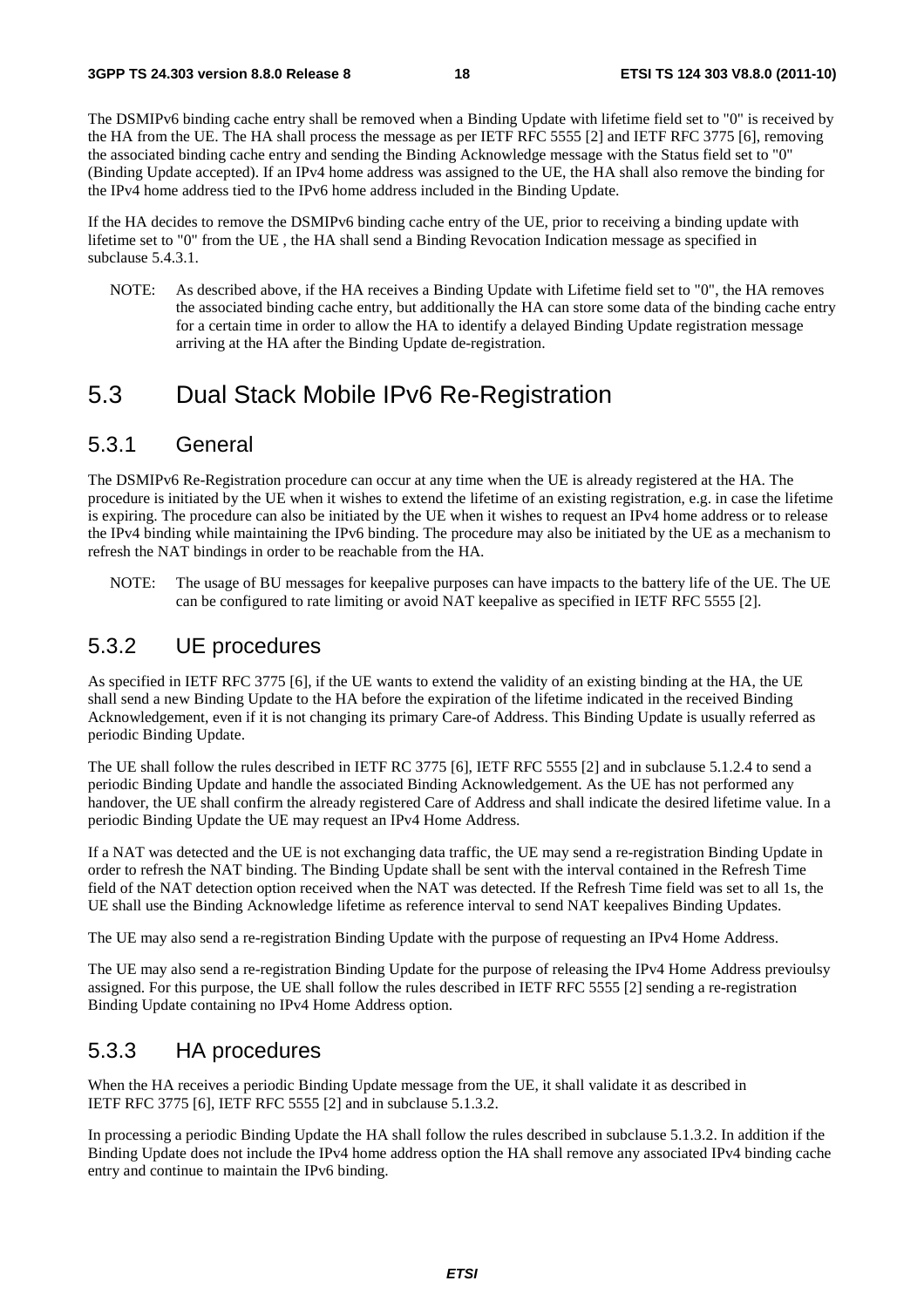The DSMIPv6 binding cache entry shall be removed when a Binding Update with lifetime field set to "0" is received by the HA from the UE. The HA shall process the message as per IETF RFC 5555 [2] and IETF RFC 3775 [6], removing the associated binding cache entry and sending the Binding Acknowledge message with the Status field set to "0" (Binding Update accepted). If an IPv4 home address was assigned to the UE, the HA shall also remove the binding for the IPv4 home address tied to the IPv6 home address included in the Binding Update.

If the HA decides to remove the DSMIPv6 binding cache entry of the UE, prior to receiving a binding update with lifetime set to "0" from the UE , the HA shall send a Binding Revocation Indication message as specified in subclause 5.4.3.1.

NOTE: As described above, if the HA receives a Binding Update with Lifetime field set to "0", the HA removes the associated binding cache entry, but additionally the HA can store some data of the binding cache entry for a certain time in order to allow the HA to identify a delayed Binding Update registration message arriving at the HA after the Binding Update de-registration.

## 5.3 Dual Stack Mobile IPv6 Re-Registration

### 5.3.1 General

The DSMIPv6 Re-Registration procedure can occur at any time when the UE is already registered at the HA. The procedure is initiated by the UE when it wishes to extend the lifetime of an existing registration, e.g. in case the lifetime is expiring. The procedure can also be initiated by the UE when it wishes to request an IPv4 home address or to release the IPv4 binding while maintaining the IPv6 binding. The procedure may also be initiated by the UE as a mechanism to refresh the NAT bindings in order to be reachable from the HA.

NOTE: The usage of BU messages for keepalive purposes can have impacts to the battery life of the UE. The UE can be configured to rate limiting or avoid NAT keepalive as specified in IETF RFC 5555 [2].

### 5.3.2 UE procedures

As specified in IETF RFC 3775 [6], if the UE wants to extend the validity of an existing binding at the HA, the UE shall send a new Binding Update to the HA before the expiration of the lifetime indicated in the received Binding Acknowledgement, even if it is not changing its primary Care-of Address. This Binding Update is usually referred as periodic Binding Update.

The UE shall follow the rules described in IETF RC 3775 [6], IETF RFC 5555 [2] and in subclause 5.1.2.4 to send a periodic Binding Update and handle the associated Binding Acknowledgement. As the UE has not performed any handover, the UE shall confirm the already registered Care of Address and shall indicate the desired lifetime value. In a periodic Binding Update the UE may request an IPv4 Home Address.

If a NAT was detected and the UE is not exchanging data traffic, the UE may send a re-registration Binding Update in order to refresh the NAT binding. The Binding Update shall be sent with the interval contained in the Refresh Time field of the NAT detection option received when the NAT was detected. If the Refresh Time field was set to all 1s, the UE shall use the Binding Acknowledge lifetime as reference interval to send NAT keepalives Binding Updates.

The UE may also send a re-registration Binding Update with the purpose of requesting an IPv4 Home Address.

The UE may also send a re-registration Binding Update for the purpose of releasing the IPv4 Home Address previoulsy assigned. For this purpose, the UE shall follow the rules described in IETF RFC 5555 [2] sending a re-registration Binding Update containing no IPv4 Home Address option.

### 5.3.3 HA procedures

When the HA receives a periodic Binding Update message from the UE, it shall validate it as described in IETF RFC 3775 [6], IETF RFC 5555 [2] and in subclause 5.1.3.2.

In processing a periodic Binding Update the HA shall follow the rules described in subclause 5.1.3.2. In addition if the Binding Update does not include the IPv4 home address option the HA shall remove any associated IPv4 binding cache entry and continue to maintain the IPv6 binding.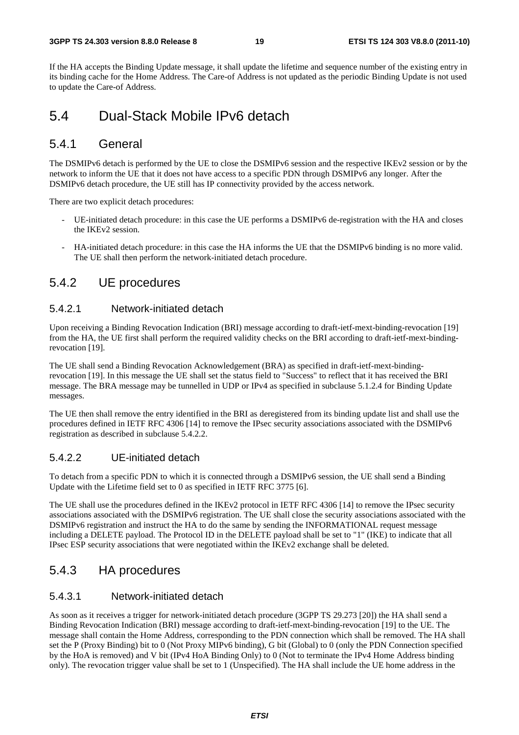If the HA accepts the Binding Update message, it shall update the lifetime and sequence number of the existing entry in its binding cache for the Home Address. The Care-of Address is not updated as the periodic Binding Update is not used to update the Care-of Address.

# 5.4 Dual-Stack Mobile IPv6 detach

## 5.4.1 General

The DSMIPv6 detach is performed by the UE to close the DSMIPv6 session and the respective IKEv2 session or by the network to inform the UE that it does not have access to a specific PDN through DSMIPv6 any longer. After the DSMIPv6 detach procedure, the UE still has IP connectivity provided by the access network.

There are two explicit detach procedures:

- UE-initiated detach procedure: in this case the UE performs a DSMIPv6 de-registration with the HA and closes the IKEv2 session.
- HA-initiated detach procedure: in this case the HA informs the UE that the DSMIPv6 binding is no more valid. The UE shall then perform the network-initiated detach procedure.

## 5.4.2 UE procedures

### 5.4.2.1 Network-initiated detach

Upon receiving a Binding Revocation Indication (BRI) message according to draft-ietf-mext-binding-revocation [19] from the HA, the UE first shall perform the required validity checks on the BRI according to draft-ietf-mext-binding-revocation [19].

The UE shall send a Binding Revocation Acknowledgement (BRA) as specified in draft-ietf-mext-binding-revocation [19]. In this message the UE shall set the status field to "Success" to reflect that it has received the BRI message. The BRA message may be tunnelled in UDP or IPv4 as specified in subclause 5.1.2.4 for Binding Update messages.

The UE then shall remove the entry identified in the BRI as deregistered from its binding update list and shall use the procedures defined in IETF RFC 4306 [14] to remove the IPsec security associations associated with the DSMIPv6 registration as described in subclause 5.4.2.2.

### 5.4.2.2 UE-initiated detach

To detach from a specific PDN to which it is connected through a DSMIPv6 session, the UE shall send a Binding Update with the Lifetime field set to 0 as specified in IETF RFC 3775 [6].

The UE shall use the procedures defined in the IKEv2 protocol in IETF RFC 4306 [14] to remove the IPsec security associations associated with the DSMIPv6 registration. The UE shall close the security associations associated with the DSMIPv6 registration and instruct the HA to do the same by sending the INFORMATIONAL request message including a DELETE payload. The Protocol ID in the DELETE payload shall be set to "1" (IKE) to indicate that all IPsec ESP security associations that were negotiated within the IKEv2 exchange shall be deleted.

## 5.4.3 HA procedures

### 5.4.3.1 Network-initiated detach

As soon as it receives a trigger for network-initiated detach procedure (3GPP TS 29.273 [20]) the HA shall send a Binding Revocation Indication (BRI) message according to draft-ietf-mext-binding-revocation [19] to the UE. The message shall contain the Home Address, corresponding to the PDN connection which shall be removed. The HA shall set the P (Proxy Binding) bit to 0 (Not Proxy MIPv6 binding), G bit (Global) to 0 (only the PDN Connection specified by the HoA is removed) and V bit (IPv4 HoA Binding Only) to 0 (Not to terminate the IPv4 Home Address binding only). The revocation trigger value shall be set to 1 (Unspecified). The HA shall include the UE home address in the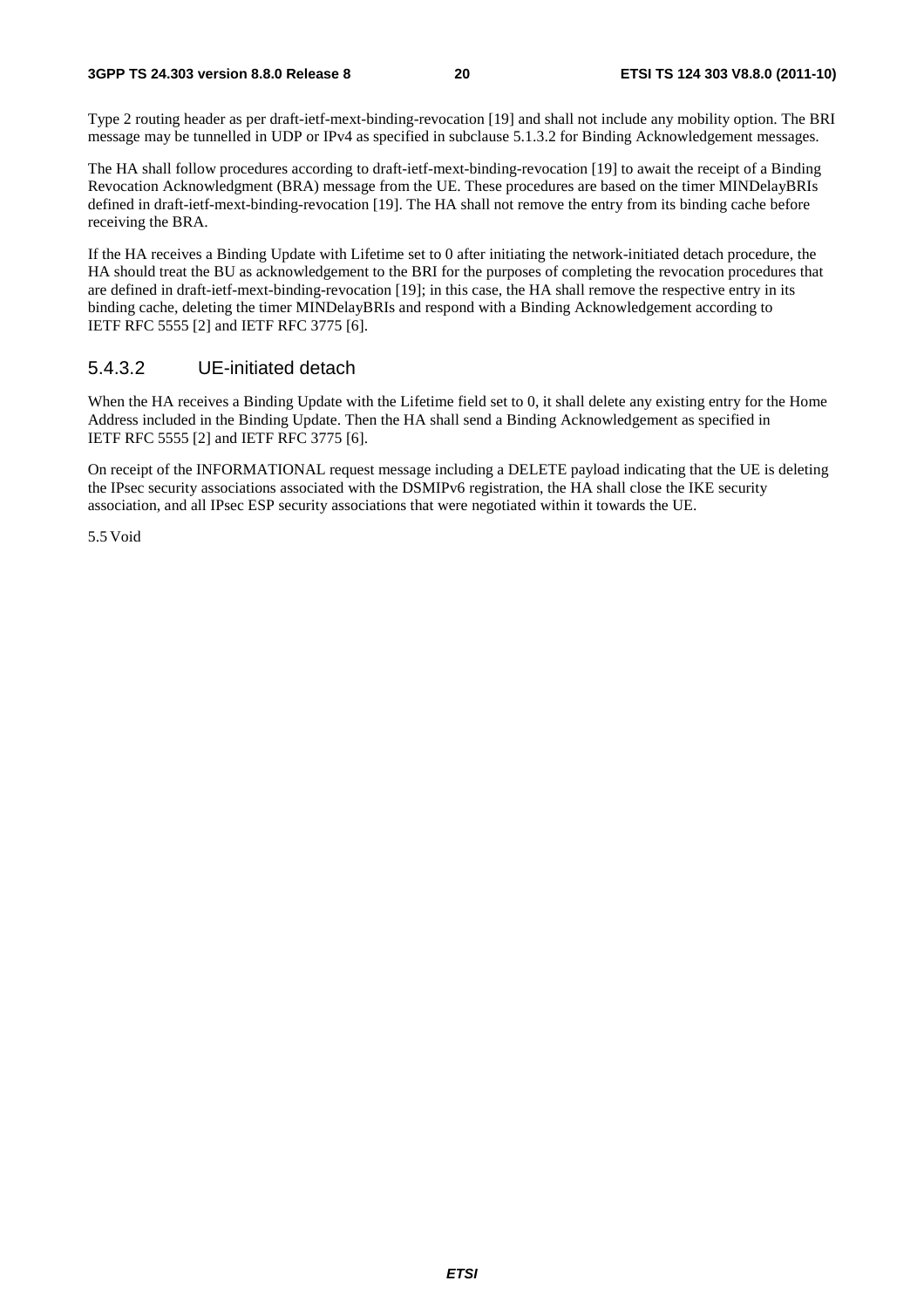Type 2 routing header as per draft-ietf-mext-binding-revocation [19] and shall not include any mobility option. The BRI message may be tunnelled in UDP or IPv4 as specified in subclause 5.1.3.2 for Binding Acknowledgement messages.

The HA shall follow procedures according to draft-ietf-mext-binding-revocation [19] to await the receipt of a Binding Revocation Acknowledgment (BRA) message from the UE. These procedures are based on the timer MINDelayBRIs defined in draft-ietf-mext-binding-revocation [19]. The HA shall not remove the entry from its binding cache before receiving the BRA.

If the HA receives a Binding Update with Lifetime set to 0 after initiating the network-initiated detach procedure, the HA should treat the BU as acknowledgement to the BRI for the purposes of completing the revocation procedures that are defined in draft-ietf-mext-binding-revocation [19]; in this case, the HA shall remove the respective entry in its binding cache, deleting the timer MINDelayBRIs and respond with a Binding Acknowledgement according to IETF RFC 5555 [2] and IETF RFC 3775 [6].

#### 5.4.3.2 UE-initiated detach

When the HA receives a Binding Update with the Lifetime field set to 0, it shall delete any existing entry for the Home Address included in the Binding Update. Then the HA shall send a Binding Acknowledgement as specified in IETF RFC 5555 [2] and IETF RFC 3775 [6].

On receipt of the INFORMATIONAL request message including a DELETE payload indicating that the UE is deleting the IPsec security associations associated with the DSMIPv6 registration, the HA shall close the IKE security association, and all IPsec ESP security associations that were negotiated within it towards the UE.

5.5 Void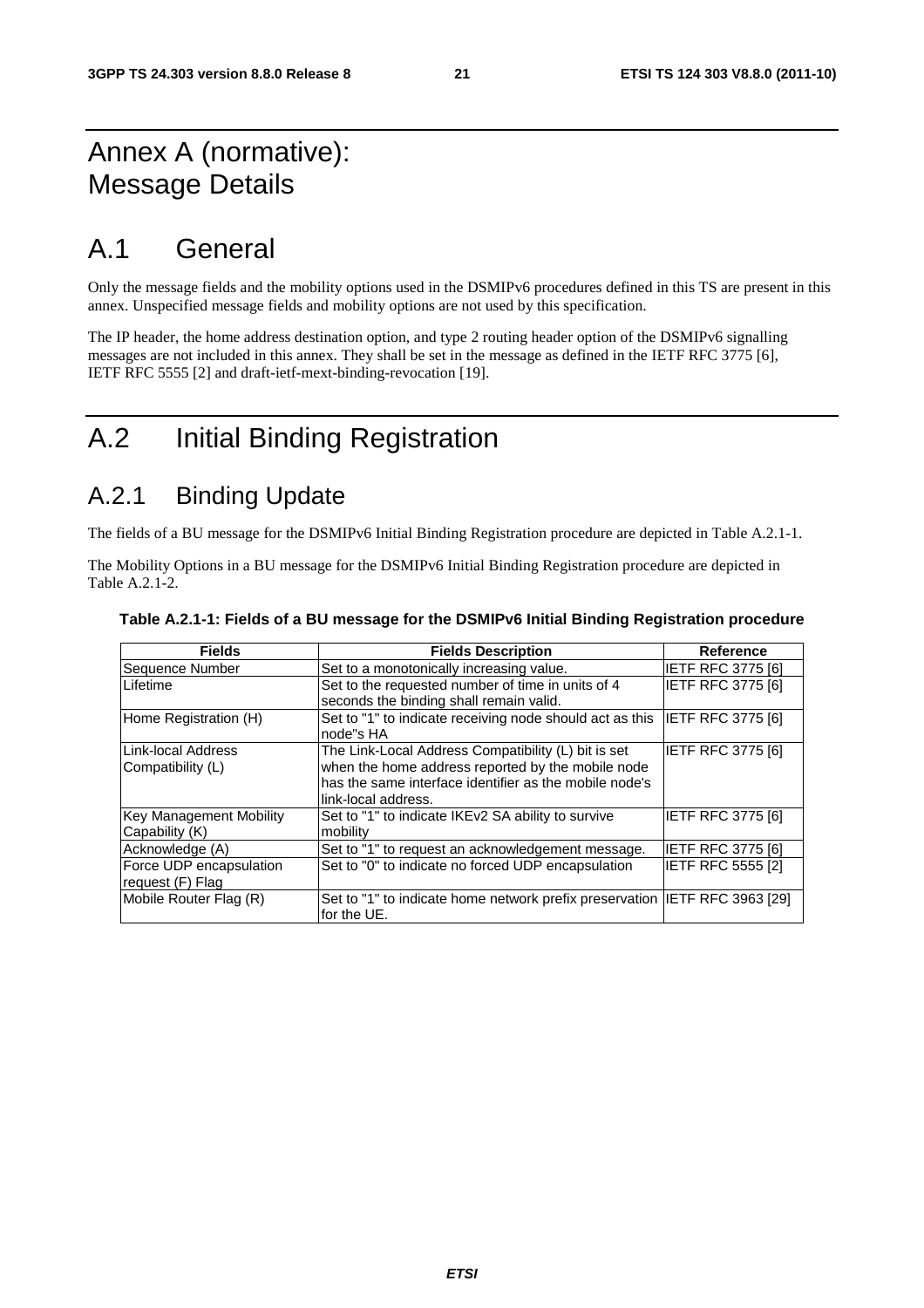# Annex A (normative): Message Details

# A.1 General

Only the message fields and the mobility options used in the DSMIPv6 procedures defined in this TS are present in this annex. Unspecified message fields and mobility options are not used by this specification.

The IP header, the home address destination option, and type 2 routing header option of the DSMIPv6 signalling messages are not included in this annex. They shall be set in the message as defined in the IETF RFC 3775 [6], IETF RFC 5555 [2] and draft-ietf-mext-binding-revocation [19].

# A.2 Initial Binding Registration

## A.2.1 Binding Update

The fields of a BU message for the DSMIPv6 Initial Binding Registration procedure are depicted in Table A.2.1-1.

The Mobility Options in a BU message for the DSMIPv6 Initial Binding Registration procedure are depicted in Table A.2.1-2.

**Table A.2.1-1: Fields of a BU message for the DSMIPv6 Initial Binding Registration procedure**

| Fields | Fields Description | Reference |
|---|---|---|
| Sequence Number | Set to a monotonically increasing value. | IETF RFC 3775 [6] |
| Lifetime | Set to the requested number of time in units of 4 seconds the binding shall remain valid. | IETF RFC 3775 [6] |
| Home Registration (H) | Set to "1" to indicate receiving node should act as this node"s HA | IETF RFC 3775 [6] |
| Link-local Address Compatibility (L) | The Link-Local Address Compatibility (L) bit is set when the home address reported by the mobile node has the same interface identifier as the mobile node's link-local address. | IETF RFC 3775 [6] |
| Key Management Mobility Capability (K) | Set to "1" to indicate IKEv2 SA ability to survive mobility | IETF RFC 3775 [6] |
| Acknowledge (A) | Set to "1" to request an acknowledgement message. | IETF RFC 3775 [6] |
| Force UDP encapsulation request (F) Flag | Set to "0" to indicate no forced UDP encapsulation | IETF RFC 5555 [2] |
| Mobile Router Flag (R) | Set to "1" to indicate home network prefix preservation for the UE. | IETF RFC 3963 [29] |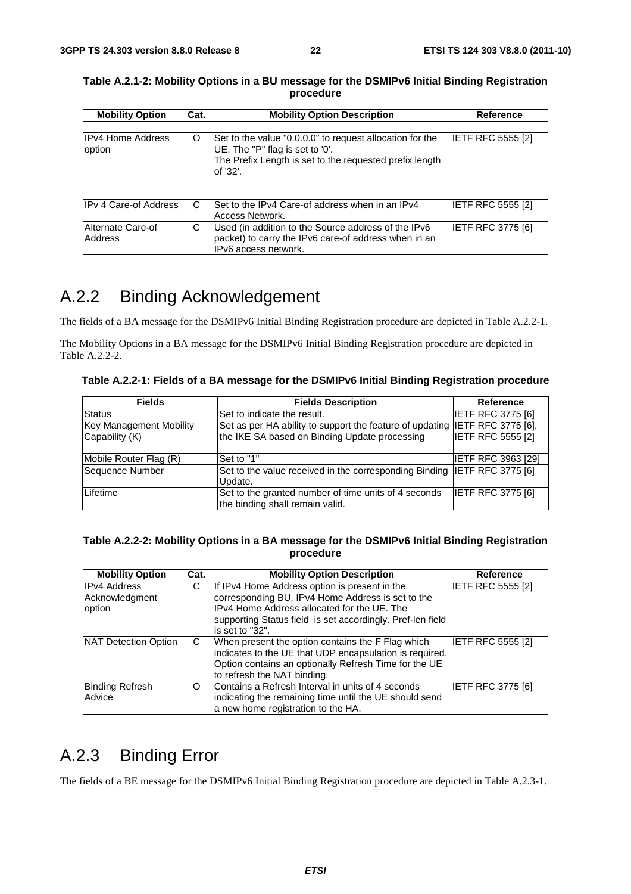**Table A.2.1-2: Mobility Options in a BU message for the DSMIPv6 Initial Binding Registration procedure**

| Mobility Option | Cat. | Mobility Option Description | Reference |
|---|---|---|---|
| | | | |
| IPv4 Home Address option | O | Set to the value "0.0.0.0" to request allocation for the UE. The "P" flag is set to '0'. The Prefix Length is set to the requested prefix length of '32'. | IETF RFC 5555 [2] |
| IPv 4 Care-of Address | C | Set to the IPv4 Care-of address when in an IPv4 Access Network. | IETF RFC 5555 [2] |
| Alternate Care-of Address | C | Used (in addition to the Source address of the IPv6 packet) to carry the IPv6 care-of address when in an IPv6 access network. | IETF RFC 3775 [6] |

# A.2.2 Binding Acknowledgement

The fields of a BA message for the DSMIPv6 Initial Binding Registration procedure are depicted in Table A.2.2-1.

The Mobility Options in a BA message for the DSMIPv6 Initial Binding Registration procedure are depicted in Table A.2.2-2.

**Table A.2.2-1: Fields of a BA message for the DSMIPv6 Initial Binding Registration procedure**

| Fields | Fields Description | Reference |
|---|---|---|
| Status | Set to indicate the result. | IETF RFC 3775 [6] |
| Key Management Mobility Capability (K) | Set as per HA ability to support the feature of updating the IKE SA based on Binding Update processing | IETF RFC 3775 [6], IETF RFC 5555 [2] |
| Mobile Router Flag (R) | Set to "1" | IETF RFC 3963 [29] |
| Sequence Number | Set to the value received in the corresponding Binding Update. | IETF RFC 3775 [6] |
| Lifetime | Set to the granted number of time units of 4 seconds the binding shall remain valid. | IETF RFC 3775 [6] |

**Table A.2.2-2: Mobility Options in a BA message for the DSMIPv6 Initial Binding Registration procedure**

| Mobility Option | Cat. | Mobility Option Description | Reference |
|---|---|---|---|
| IPv4 Address Acknowledgment option | C | If IPv4 Home Address option is present in the corresponding BU, IPv4 Home Address is set to the IPv4 Home Address allocated for the UE. The supporting Status field is set accordingly. Pref-len field is set to "32". | IETF RFC 5555 [2] |
| NAT Detection Option | C | When present the option contains the F Flag which indicates to the UE that UDP encapsulation is required. Option contains an optionally Refresh Time for the UE to refresh the NAT binding. | IETF RFC 5555 [2] |
| Binding Refresh Advice | O | Contains a Refresh Interval in units of 4 seconds indicating the remaining time until the UE should send a new home registration to the HA. | IETF RFC 3775 [6] |

# A.2.3 Binding Error

The fields of a BE message for the DSMIPv6 Initial Binding Registration procedure are depicted in Table A.2.3-1.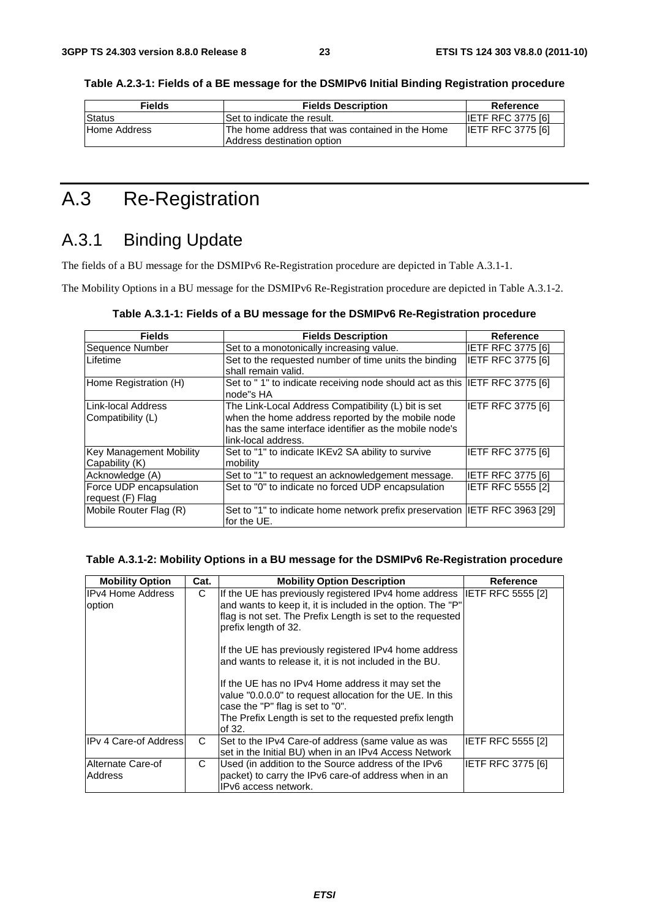**Table A.2.3-1: Fields of a BE message for the DSMIPv6 Initial Binding Registration procedure**

| Fields | Fields Description | Reference |
|---|---|---|
| Status | Set to indicate the result. | IETF RFC 3775 [6] |
| Home Address | The home address that was contained in the Home Address destination option | IETF RFC 3775 [6] |

# A.3 Re-Registration

## A.3.1 Binding Update

The fields of a BU message for the DSMIPv6 Re-Registration procedure are depicted in Table A.3.1-1.

The Mobility Options in a BU message for the DSMIPv6 Re-Registration procedure are depicted in Table A.3.1-2.

**Table A.3.1-1: Fields of a BU message for the DSMIPv6 Re-Registration procedure**

| Fields | Fields Description | Reference |
|---|---|---|
| Sequence Number | Set to a monotonically increasing value. | IETF RFC 3775 [6] |
| Lifetime | Set to the requested number of time units the binding shall remain valid. | IETF RFC 3775 [6] |
| Home Registration (H) | Set to " 1" to indicate receiving node should act as this node"s HA | IETF RFC 3775 [6] |
| Link-local Address Compatibility (L) | The Link-Local Address Compatibility (L) bit is set when the home address reported by the mobile node has the same interface identifier as the mobile node's link-local address. | IETF RFC 3775 [6] |
| Key Management Mobility Capability (K) | Set to "1" to indicate IKEv2 SA ability to survive mobility | IETF RFC 3775 [6] |
| Acknowledge (A) | Set to "1" to request an acknowledgement message. | IETF RFC 3775 [6] |
| Force UDP encapsulation request (F) Flag | Set to "0" to indicate no forced UDP encapsulation | IETF RFC 5555 [2] |
| Mobile Router Flag (R) | Set to "1" to indicate home network prefix preservation for the UE. | IETF RFC 3963 [29] |

**Table A.3.1-2: Mobility Options in a BU message for the DSMIPv6 Re-Registration procedure**

| Mobility Option | Cat. | Mobility Option Description | Reference |
|---|---|---|---|
| IPv4 Home Address option | C | If the UE has previously registered IPv4 home address and wants to keep it, it is included in the option. The "P" flag is not set. The Prefix Length is set to the requested prefix length of 32.<br><br>If the UE has previously registered IPv4 home address and wants to release it, it is not included in the BU.<br><br>If the UE has no IPv4 Home address it may set the value "0.0.0.0" to request allocation for the UE. In this case the "P" flag is set to "0".<br>The Prefix Length is set to the requested prefix length of 32. | IETF RFC 5555 [2] |
| IPv 4 Care-of Address | C | Set to the IPv4 Care-of address (same value as was set in the Initial BU) when in an IPv4 Access Network | IETF RFC 5555 [2] |
| Alternate Care-of Address | C | Used (in addition to the Source address of the IPv6 packet) to carry the IPv6 care-of address when in an IPv6 access network. | IETF RFC 3775 [6] |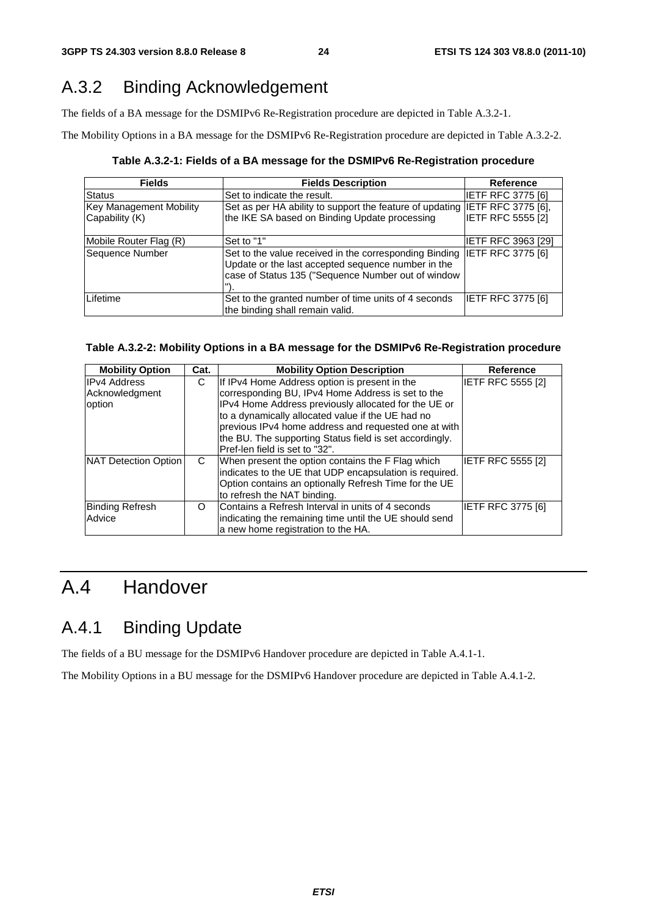## A.3.2 Binding Acknowledgement

The fields of a BA message for the DSMIPv6 Re-Registration procedure are depicted in Table A.3.2-1.

The Mobility Options in a BA message for the DSMIPv6 Re-Registration procedure are depicted in Table A.3.2-2.

**Table A.3.2-1: Fields of a BA message for the DSMIPv6 Re-Registration procedure**

| Fields | Fields Description | Reference |
|---|---|---|
| Status | Set to indicate the result. | IETF RFC 3775 [6] |
| Key Management Mobility Capability (K) | Set as per HA ability to support the feature of updating the IKE SA based on Binding Update processing | IETF RFC 3775 [6], IETF RFC 5555 [2] |
| Mobile Router Flag (R) | Set to "1" | IETF RFC 3963 [29] |
| Sequence Number | Set to the value received in the corresponding Binding Update or the last accepted sequence number in the case of Status 135 ("Sequence Number out of window"). | IETF RFC 3775 [6] |
| Lifetime | Set to the granted number of time units of 4 seconds the binding shall remain valid. | IETF RFC 3775 [6] |

**Table A.3.2-2: Mobility Options in a BA message for the DSMIPv6 Re-Registration procedure**

| Mobility Option | Cat. | Mobility Option Description | Reference |
|---|---|---|---|
| IPv4 Address Acknowledgment option | C | If IPv4 Home Address option is present in the corresponding BU, IPv4 Home Address is set to the IPv4 Home Address previously allocated for the UE or to a dynamically allocated value if the UE had no previous IPv4 home address and requested one at with the BU. The supporting Status field is set accordingly. Pref-len field is set to "32". | IETF RFC 5555 [2] |
| NAT Detection Option | C | When present the option contains the F Flag which indicates to the UE that UDP encapsulation is required. Option contains an optionally Refresh Time for the UE to refresh the NAT binding. | IETF RFC 5555 [2] |
| Binding Refresh Advice | O | Contains a Refresh Interval in units of 4 seconds indicating the remaining time until the UE should send a new home registration to the HA. | IETF RFC 3775 [6] |

# A.4 Handover

## A.4.1 Binding Update

The fields of a BU message for the DSMIPv6 Handover procedure are depicted in Table A.4.1-1.

The Mobility Options in a BU message for the DSMIPv6 Handover procedure are depicted in Table A.4.1-2.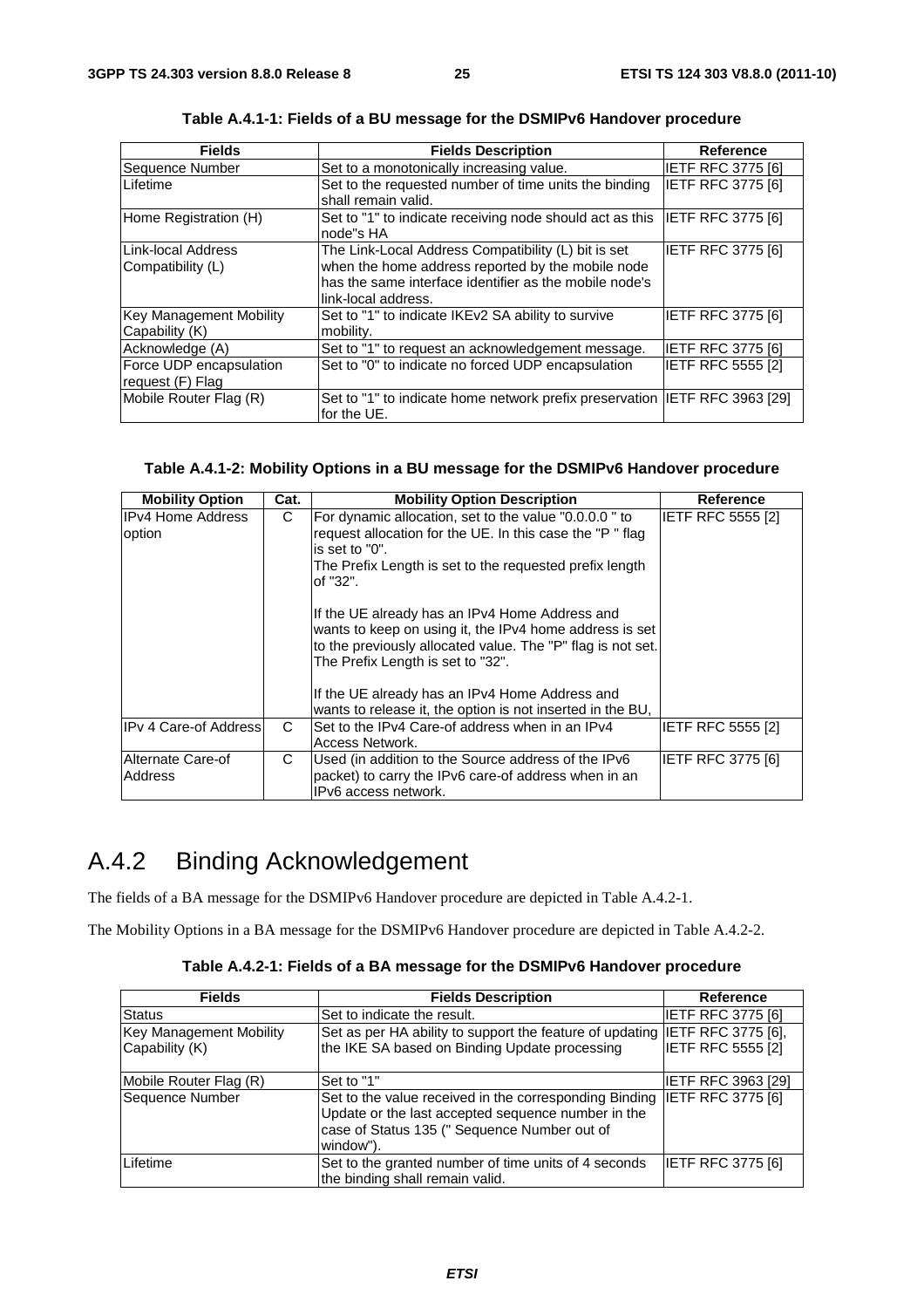**Table A.4.1-1: Fields of a BU message for the DSMIPv6 Handover procedure**

| Fields | Fields Description | Reference |
|---|---|---|
| Sequence Number | Set to a monotonically increasing value. | IETF RFC 3775 [6] |
| Lifetime | Set to the requested number of time units the binding shall remain valid. | IETF RFC 3775 [6] |
| Home Registration (H) | Set to "1" to indicate receiving node should act as this node"s HA | IETF RFC 3775 [6] |
| Link-local Address Compatibility (L) | The Link-Local Address Compatibility (L) bit is set when the home address reported by the mobile node has the same interface identifier as the mobile node's link-local address. | IETF RFC 3775 [6] |
| Key Management Mobility Capability (K) | Set to "1" to indicate IKEv2 SA ability to survive mobility. | IETF RFC 3775 [6] |
| Acknowledge (A) | Set to "1" to request an acknowledgement message. | IETF RFC 3775 [6] |
| Force UDP encapsulation request (F) Flag | Set to "0" to indicate no forced UDP encapsulation | IETF RFC 5555 [2] |
| Mobile Router Flag (R) | Set to "1" to indicate home network prefix preservation for the UE. | IETF RFC 3963 [29] |

**Table A.4.1-2: Mobility Options in a BU message for the DSMIPv6 Handover procedure**

| Mobility Option | Cat. | Mobility Option Description | Reference |
|---|---|---|---|
| IPv4 Home Address option | C | For dynamic allocation, set to the value "0.0.0.0 " to request allocation for the UE. In this case the "P " flag is set to "0".<br>The Prefix Length is set to the requested prefix length of "32".<br><br>If the UE already has an IPv4 Home Address and wants to keep on using it, the IPv4 home address is set to the previously allocated value. The "P" flag is not set. The Prefix Length is set to "32".<br><br>If the UE already has an IPv4 Home Address and wants to release it, the option is not inserted in the BU, | IETF RFC 5555 [2] |
| IPv 4 Care-of Address | C | Set to the IPv4 Care-of address when in an IPv4 Access Network. | IETF RFC 5555 [2] |
| Alternate Care-of Address | C | Used (in addition to the Source address of the IPv6 packet) to carry the IPv6 care-of address when in an IPv6 access network. | IETF RFC 3775 [6] |

# A.4.2 Binding Acknowledgement

The fields of a BA message for the DSMIPv6 Handover procedure are depicted in Table A.4.2-1.

The Mobility Options in a BA message for the DSMIPv6 Handover procedure are depicted in Table A.4.2-2.

**Table A.4.2-1: Fields of a BA message for the DSMIPv6 Handover procedure**

| Fields | Fields Description | Reference |
|---|---|---|
| Status | Set to indicate the result. | IETF RFC 3775 [6] |
| Key Management Mobility Capability (K) | Set as per HA ability to support the feature of updating the IKE SA based on Binding Update processing | IETF RFC 3775 [6], IETF RFC 5555 [2] |
| Mobile Router Flag (R) | Set to "1" | IETF RFC 3963 [29] |
| Sequence Number | Set to the value received in the corresponding Binding Update or the last accepted sequence number in the case of Status 135 (" Sequence Number out of window"). | IETF RFC 3775 [6] |
| Lifetime | Set to the granted number of time units of 4 seconds the binding shall remain valid. | IETF RFC 3775 [6] |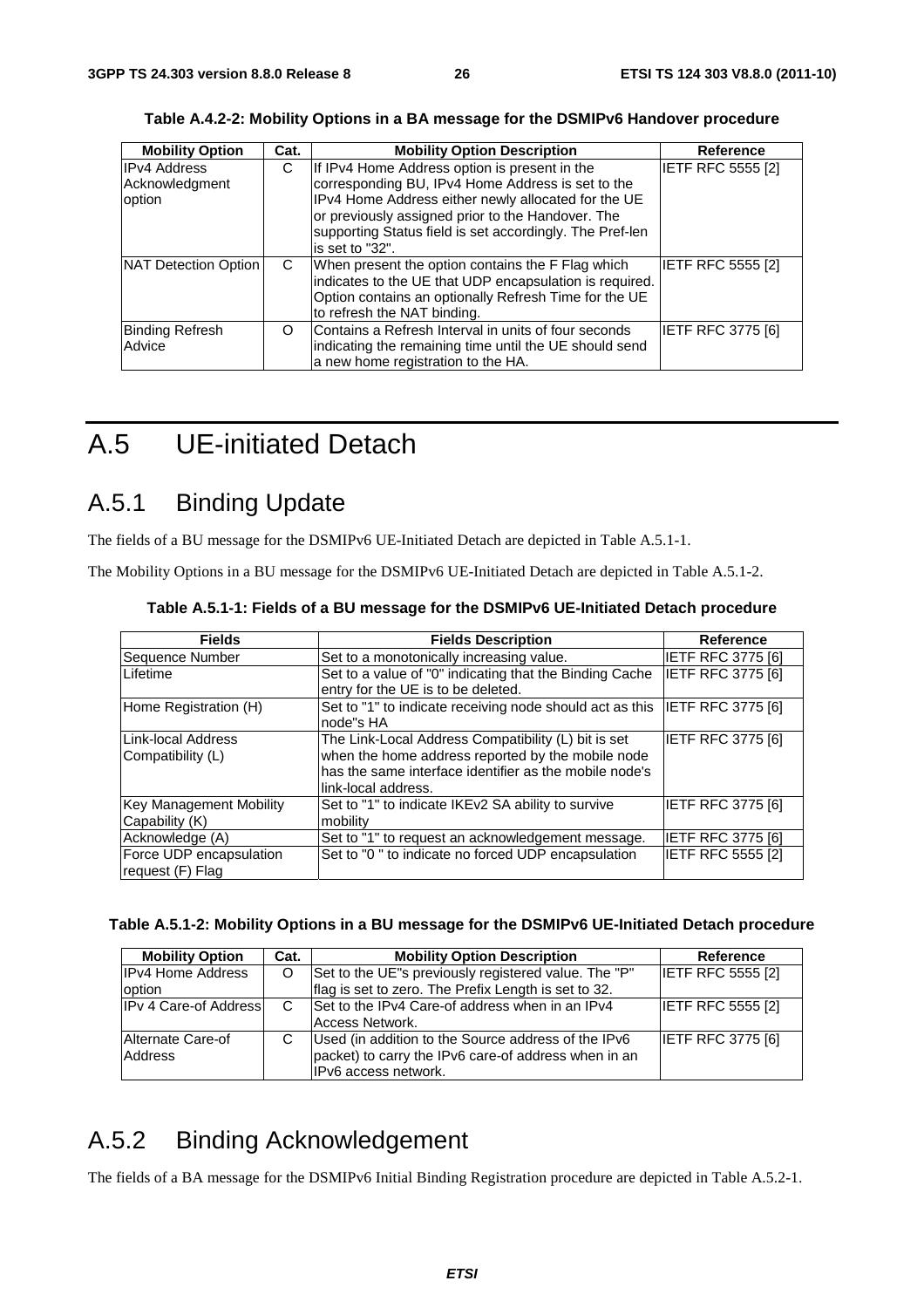**Table A.4.2-2: Mobility Options in a BA message for the DSMIPv6 Handover procedure**

| Mobility Option | Cat. | Mobility Option Description | Reference |
|---|---|---|---|
| IPv4 Address Acknowledgment option | C | If IPv4 Home Address option is present in the corresponding BU, IPv4 Home Address is set to the IPv4 Home Address either newly allocated for the UE or previously assigned prior to the Handover. The supporting Status field is set accordingly. The Pref-len is set to "32". | IETF RFC 5555 [2] |
| NAT Detection Option | C | When present the option contains the F Flag which indicates to the UE that UDP encapsulation is required. Option contains an optionally Refresh Time for the UE to refresh the NAT binding. | IETF RFC 5555 [2] |
| Binding Refresh Advice | O | Contains a Refresh Interval in units of four seconds indicating the remaining time until the UE should send a new home registration to the HA. | IETF RFC 3775 [6] |

# A.5 UE-initiated Detach

## A.5.1 Binding Update

The fields of a BU message for the DSMIPv6 UE-Initiated Detach are depicted in Table A.5.1-1.

The Mobility Options in a BU message for the DSMIPv6 UE-Initiated Detach are depicted in Table A.5.1-2.

**Table A.5.1-1: Fields of a BU message for the DSMIPv6 UE-Initiated Detach procedure**

| Fields | Fields Description | Reference |
|---|---|---|
| Sequence Number | Set to a monotonically increasing value. | IETF RFC 3775 [6] |
| Lifetime | Set to a value of "0" indicating that the Binding Cache entry for the UE is to be deleted. | IETF RFC 3775 [6] |
| Home Registration (H) | Set to "1" to indicate receiving node should act as this node"s HA | IETF RFC 3775 [6] |
| Link-local Address Compatibility (L) | The Link-Local Address Compatibility (L) bit is set when the home address reported by the mobile node has the same interface identifier as the mobile node's link-local address. | IETF RFC 3775 [6] |
| Key Management Mobility Capability (K) | Set to "1" to indicate IKEv2 SA ability to survive mobility | IETF RFC 3775 [6] |
| Acknowledge (A) | Set to "1" to request an acknowledgement message. | IETF RFC 3775 [6] |
| Force UDP encapsulation request (F) Flag | Set to "0 " to indicate no forced UDP encapsulation | IETF RFC 5555 [2] |

**Table A.5.1-2: Mobility Options in a BU message for the DSMIPv6 UE-Initiated Detach procedure**

| Mobility Option | Cat. | Mobility Option Description | Reference |
|---|---|---|---|
| IPv4 Home Address option | O | Set to the UE"s previously registered value. The "P" flag is set to zero. The Prefix Length is set to 32. | IETF RFC 5555 [2] |
| IPv 4 Care-of Address | C | Set to the IPv4 Care-of address when in an IPv4 Access Network. | IETF RFC 5555 [2] |
| Alternate Care-of Address | C | Used (in addition to the Source address of the IPv6 packet) to carry the IPv6 care-of address when in an IPv6 access network. | IETF RFC 3775 [6] |

## A.5.2 Binding Acknowledgement

The fields of a BA message for the DSMIPv6 Initial Binding Registration procedure are depicted in Table A.5.2-1.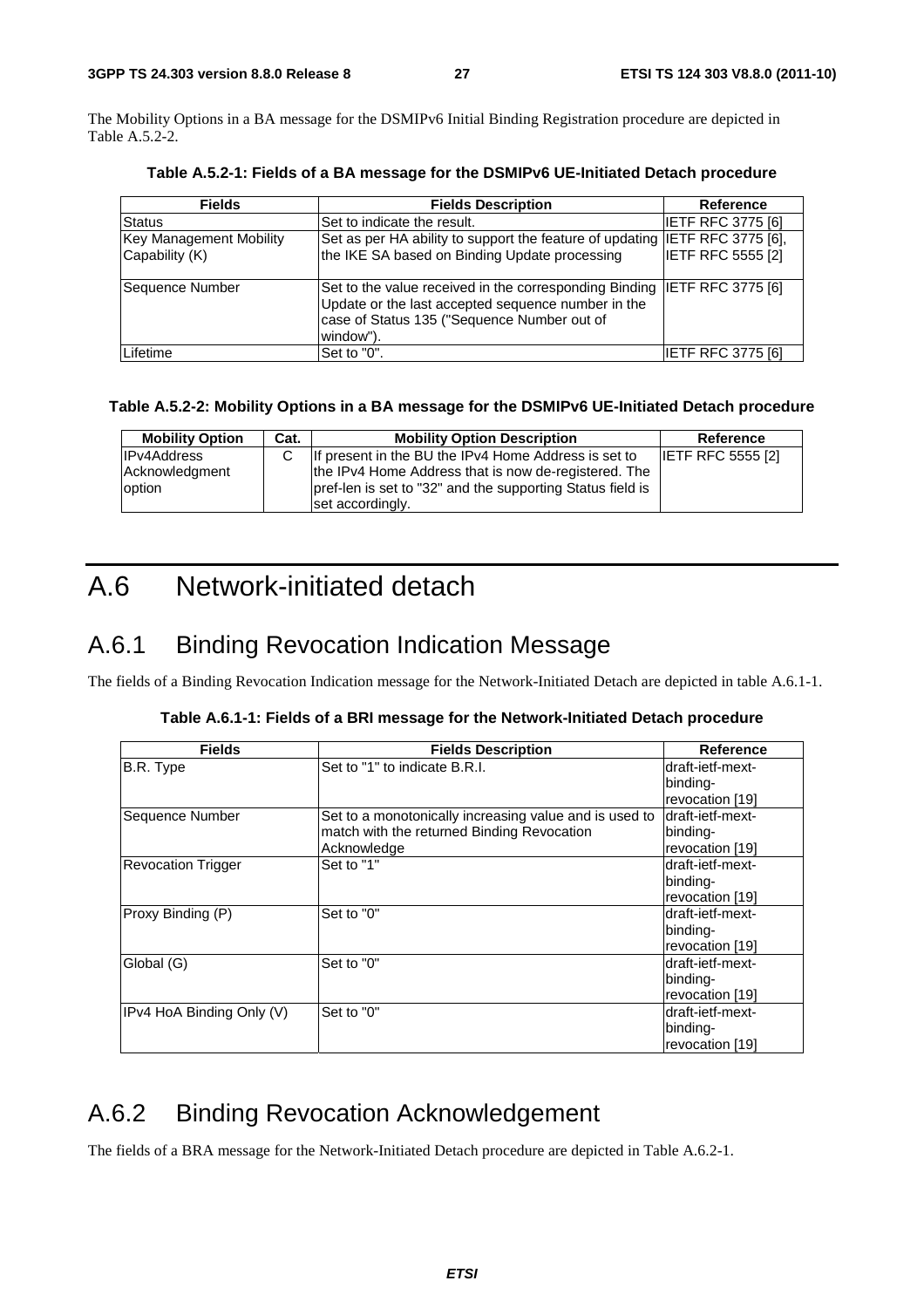The Mobility Options in a BA message for the DSMIPv6 Initial Binding Registration procedure are depicted in Table A.5.2-2.

**Table A.5.2-1: Fields of a BA message for the DSMIPv6 UE-Initiated Detach procedure**

| Fields | Fields Description | Reference |
|---|---|---|
| Status | Set to indicate the result. | IETF RFC 3775 [6] |
| Key Management Mobility Capability (K) | Set as per HA ability to support the feature of updating the IKE SA based on Binding Update processing | IETF RFC 3775 [6], IETF RFC 5555 [2] |
| Sequence Number | Set to the value received in the corresponding Binding Update or the last accepted sequence number in the case of Status 135 ("Sequence Number out of window"). | IETF RFC 3775 [6] |
| Lifetime | Set to "0". | IETF RFC 3775 [6] |

**Table A.5.2-2: Mobility Options in a BA message for the DSMIPv6 UE-Initiated Detach procedure**

| Mobility Option | Cat. | Mobility Option Description | Reference |
|---|---|---|---|
| IPv4Address Acknowledgment option | C | If present in the BU the IPv4 Home Address is set to the IPv4 Home Address that is now de-registered. The pref-len is set to "32" and the supporting Status field is set accordingly. | IETF RFC 5555 [2] |

# A.6 Network-initiated detach

## A.6.1 Binding Revocation Indication Message

The fields of a Binding Revocation Indication message for the Network-Initiated Detach are depicted in table A.6.1-1.

**Table A.6.1-1: Fields of a BRI message for the Network-Initiated Detach procedure**

| Fields | Fields Description | Reference |
|---|---|---|
| B.R. Type | Set to "1" to indicate B.R.I. | draft-ietf-mext-binding-revocation [19] |
| Sequence Number | Set to a monotonically increasing value and is used to match with the returned Binding Revocation Acknowledge | draft-ietf-mext-binding-revocation [19] |
| Revocation Trigger | Set to "1" | draft-ietf-mext-binding-revocation [19] |
| Proxy Binding (P) | Set to "0" | draft-ietf-mext-binding-revocation [19] |
| Global (G) | Set to "0" | draft-ietf-mext-binding-revocation [19] |
| IPv4 HoA Binding Only (V) | Set to "0" | draft-ietf-mext-binding-revocation [19] |

## A.6.2 Binding Revocation Acknowledgement

The fields of a BRA message for the Network-Initiated Detach procedure are depicted in Table A.6.2-1.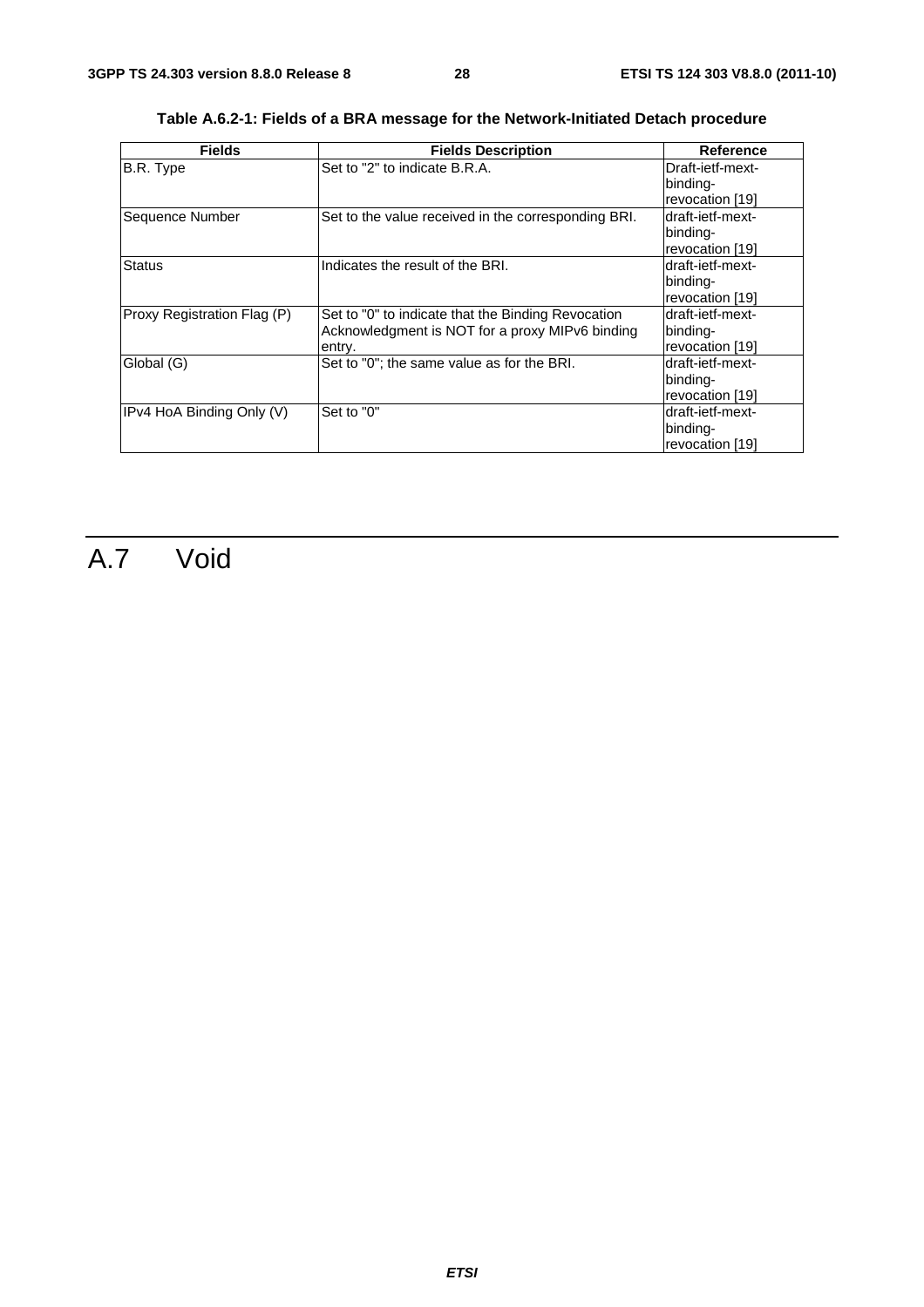**Table A.6.2-1: Fields of a BRA message for the Network-Initiated Detach procedure**

| Fields | Fields Description | Reference |
| --- | --- | --- |
| B.R. Type | Set to "2" to indicate B.R.A. | Draft-ietf-mext-binding-revocation [19] |
| Sequence Number | Set to the value received in the corresponding BRI. | draft-ietf-mext-binding-revocation [19] |
| Status | Indicates the result of the BRI. | draft-ietf-mext-binding-revocation [19] |
| Proxy Registration Flag (P) | Set to "0" to indicate that the Binding Revocation Acknowledgment is NOT for a proxy MIPv6 binding entry. | draft-ietf-mext-binding-revocation [19] |
| Global (G) | Set to "0"; the same value as for the BRI. | draft-ietf-mext-binding-revocation [19] |
| IPv4 HoA Binding Only (V) | Set to "0" | draft-ietf-mext-binding-revocation [19] |

# A.7 Void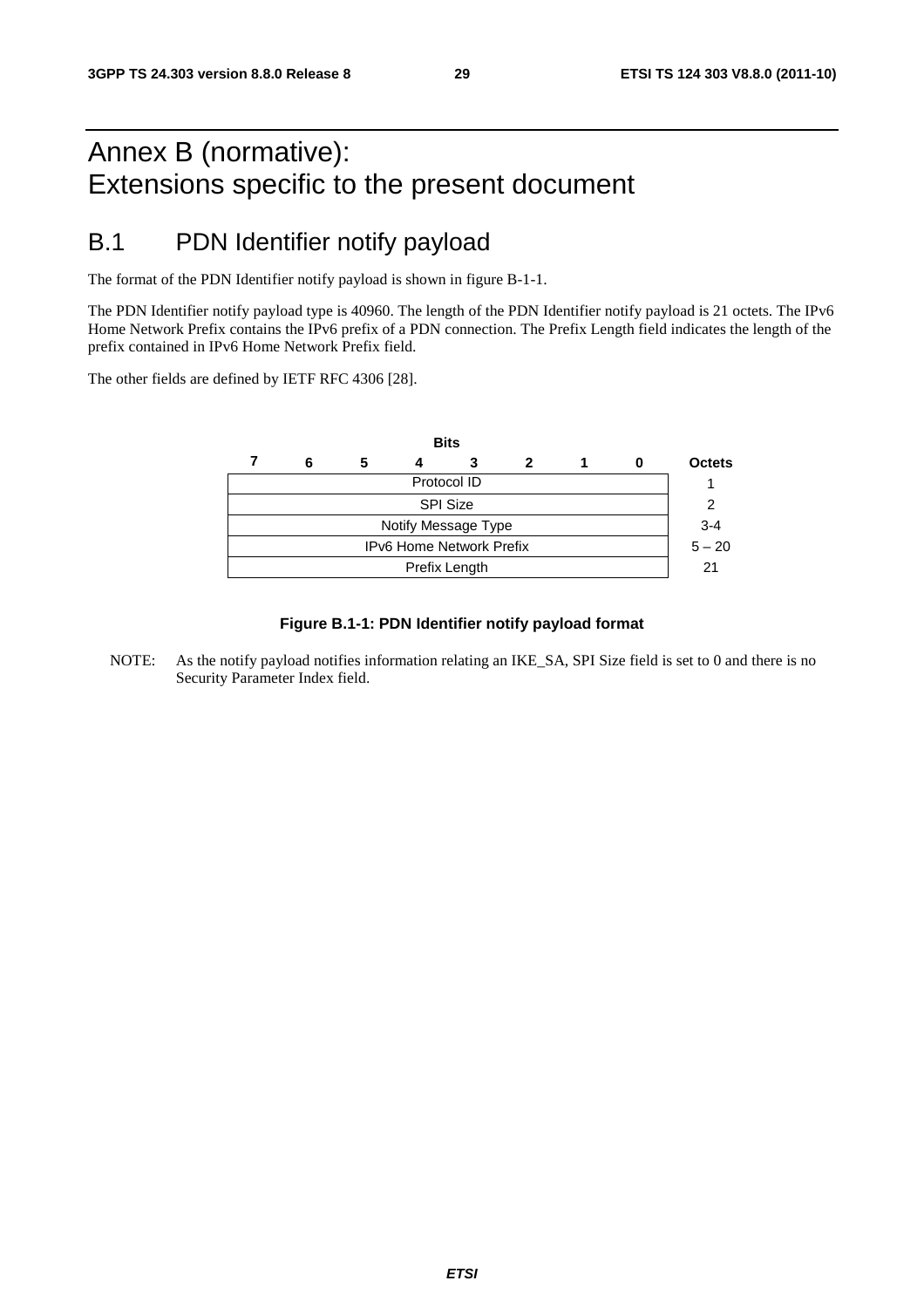# Annex B (normative): Extensions specific to the present document

## B.1 PDN Identifier notify payload

The format of the PDN Identifier notify payload is shown in figure B-1-1.

The PDN Identifier notify payload type is 40960. The length of the PDN Identifier notify payload is 21 octets. The IPv6 Home Network Prefix contains the IPv6 prefix of a PDN connection. The Prefix Length field indicates the length of the prefix contained in IPv6 Home Network Prefix field.

The other fields are defined by IETF RFC 4306 [28].

| Bits 7 | 6 | 5 | 4 | 3 | 2 | 1 | 0 | Octets |
|---|---|---|---|---|---|---|---|---|
| Protocol ID | | | | | | | | 1 |
| SPI Size | | | | | | | | 2 |
| Notify Message Type | | | | | | | | 3-4 |
| IPv6 Home Network Prefix | | | | | | | | 5 – 20 |
| Prefix Length | | | | | | | | 21 |

**Figure B.1-1: PDN Identifier notify payload format**

NOTE: As the notify payload notifies information relating an IKE_SA, SPI Size field is set to 0 and there is no Security Parameter Index field.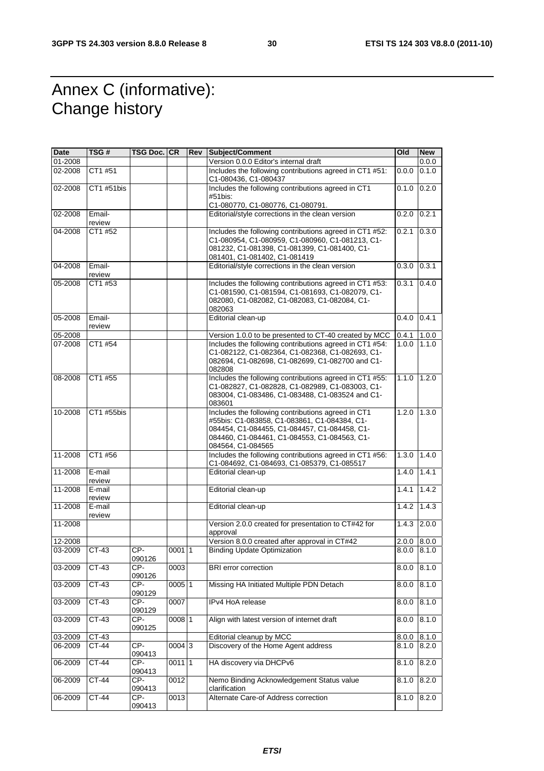# Annex C (informative): Change history

| Date | TSG # | TSG Doc. | CR | Rev | Subject/Comment | Old | New |
|---|---|---|---|---|---|---|---|
| 01-2008 | | | | | Version 0.0.0 Editor's internal draft | | 0.0.0 |
| 02-2008 | CT1 #51 | | | | Includes the following contributions agreed in CT1 #51: C1-080436, C1-080437 | 0.0.0 | 0.1.0 |
| 02-2008 | CT1 #51bis | | | | Includes the following contributions agreed in CT1 #51bis: C1-080770, C1-080776, C1-080791. | 0.1.0 | 0.2.0 |
| 02-2008 | Email-review | | | | Editorial/style corrections in the clean version | 0.2.0 | 0.2.1 |
| 04-2008 | CT1 #52 | | | | Includes the following contributions agreed in CT1 #52: C1-080954, C1-080959, C1-080960, C1-081213, C1-081232, C1-081398, C1-081399, C1-081400, C1-081401, C1-081402, C1-081419 | 0.2.1 | 0.3.0 |
| 04-2008 | Email-review | | | | Editorial/style corrections in the clean version | 0.3.0 | 0.3.1 |
| 05-2008 | CT1 #53 | | | | Includes the following contributions agreed in CT1 #53: C1-081590, C1-081594, C1-081693, C1-082079, C1-082080, C1-082082, C1-082083, C1-082084, C1-082063 | 0.3.1 | 0.4.0 |
| 05-2008 | Email-review | | | | Editorial clean-up | 0.4.0 | 0.4.1 |
| 05-2008 | | | | | Version 1.0.0 to be presented to CT-40 created by MCC | 0.4.1 | 1.0.0 |
| 07-2008 | CT1 #54 | | | | Includes the following contributions agreed in CT1 #54: C1-082122, C1-082364, C1-082368, C1-082693, C1-082694, C1-082698, C1-082699, C1-082700 and C1-082808 | 1.0.0 | 1.1.0 |
| 08-2008 | CT1 #55 | | | | Includes the following contributions agreed in CT1 #55: C1-082827, C1-082828, C1-082989, C1-083003, C1-083004, C1-083486, C1-083488, C1-083524 and C1-083601 | 1.1.0 | 1.2.0 |
| 10-2008 | CT1 #55bis | | | | Includes the following contributions agreed in CT1 #55bis: C1-083858, C1-083861, C1-084384, C1-084454, C1-084455, C1-084457, C1-084458, C1-084460, C1-084461, C1-084553, C1-084563, C1-084564, C1-084565 | 1.2.0 | 1.3.0 |
| 11-2008 | CT1 #56 | | | | Includes the following contributions agreed in CT1 #56: C1-084692, C1-084693, C1-085379, C1-085517 | 1.3.0 | 1.4.0 |
| 11-2008 | E-mail review | | | | Editorial clean-up | 1.4.0 | 1.4.1 |
| 11-2008 | E-mail review | | | | Editorial clean-up | 1.4.1 | 1.4.2 |
| 11-2008 | E-mail review | | | | Editorial clean-up | 1.4.2 | 1.4.3 |
| 11-2008 | | | | | Version 2.0.0 created for presentation to CT#42 for approval | 1.4.3 | 2.0.0 |
| 12-2008 | | | | | Version 8.0.0 created after approval in CT#42 | 2.0.0 | 8.0.0 |
| 03-2009 | CT-43 | CP-090126 | 0001 | 1 | Binding Update Optimization | 8.0.0 | 8.1.0 |
| 03-2009 | CT-43 | CP-090126 | 0003 | | BRI error correction | 8.0.0 | 8.1.0 |
| 03-2009 | CT-43 | CP-090129 | 0005 | 1 | Missing HA Initiated Multiple PDN Detach | 8.0.0 | 8.1.0 |
| 03-2009 | CT-43 | CP-090129 | 0007 | | IPv4 HoA release | 8.0.0 | 8.1.0 |
| 03-2009 | CT-43 | CP-090125 | 0008 | 1 | Align with latest version of internet draft | 8.0.0 | 8.1.0 |
| 03-2009 | CT-43 | | | | Editorial cleanup by MCC | 8.0.0 | 8.1.0 |
| 06-2009 | CT-44 | CP-090413 | 0004 | 3 | Discovery of the Home Agent address | 8.1.0 | 8.2.0 |
| 06-2009 | CT-44 | CP-090413 | 0011 | 1 | HA discovery via DHCPv6 | 8.1.0 | 8.2.0 |
| 06-2009 | CT-44 | CP-090413 | 0012 | | Nemo Binding Acknowledgement Status value clarification | 8.1.0 | 8.2.0 |
| 06-2009 | CT-44 | CP-090413 | 0013 | | Alternate Care-of Address correction | 8.1.0 | 8.2.0 |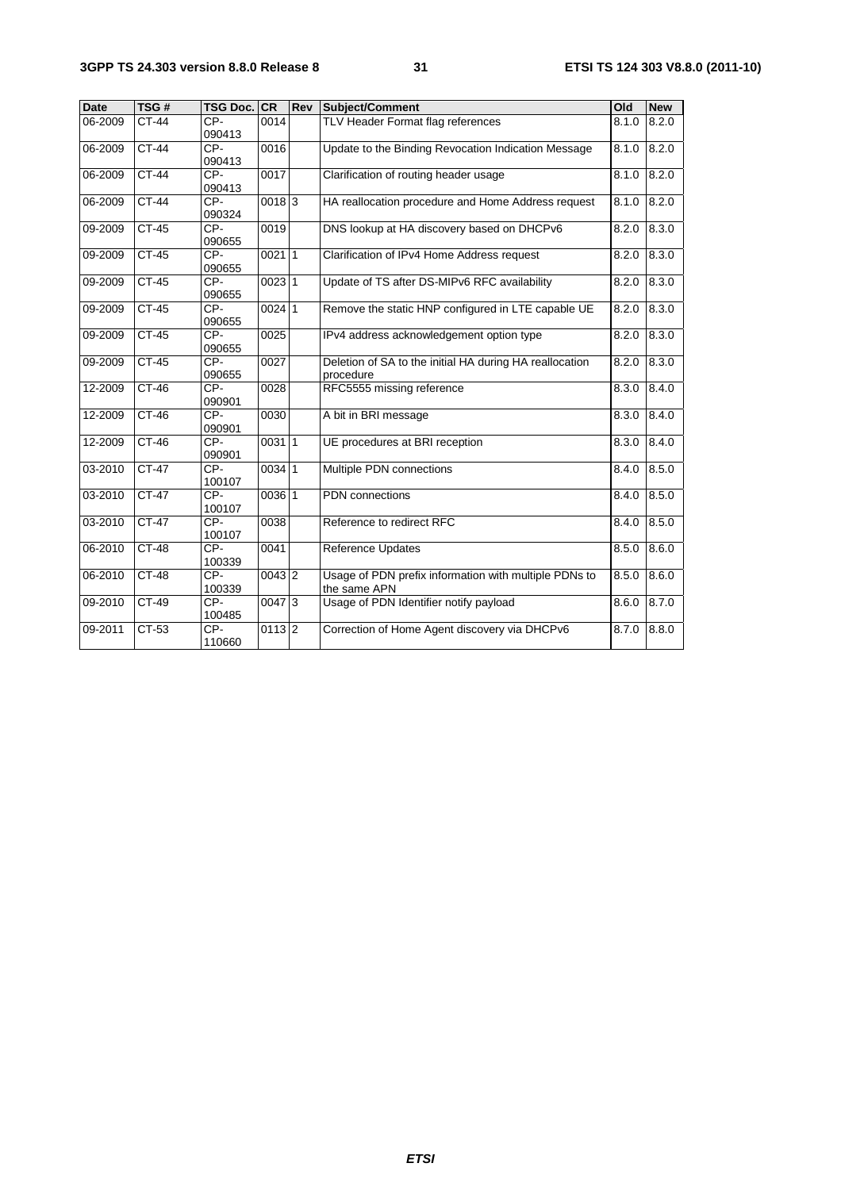| Date | TSG # | TSG Doc. | CR | Rev | Subject/Comment | Old | New |
|---|---|---|---|---|---|---|---|
| 06-2009 | CT-44 | CP-090413 | 0014 | | TLV Header Format flag references | 8.1.0 | 8.2.0 |
| 06-2009 | CT-44 | CP-090413 | 0016 | | Update to the Binding Revocation Indication Message | 8.1.0 | 8.2.0 |
| 06-2009 | CT-44 | CP-090413 | 0017 | | Clarification of routing header usage | 8.1.0 | 8.2.0 |
| 06-2009 | CT-44 | CP-090324 | 0018 | 3 | HA reallocation procedure and Home Address request | 8.1.0 | 8.2.0 |
| 09-2009 | CT-45 | CP-090655 | 0019 | | DNS lookup at HA discovery based on DHCPv6 | 8.2.0 | 8.3.0 |
| 09-2009 | CT-45 | CP-090655 | 0021 | 1 | Clarification of IPv4 Home Address request | 8.2.0 | 8.3.0 |
| 09-2009 | CT-45 | CP-090655 | 0023 | 1 | Update of TS after DS-MIPv6 RFC availability | 8.2.0 | 8.3.0 |
| 09-2009 | CT-45 | CP-090655 | 0024 | 1 | Remove the static HNP configured in LTE capable UE | 8.2.0 | 8.3.0 |
| 09-2009 | CT-45 | CP-090655 | 0025 | | IPv4 address acknowledgement option type | 8.2.0 | 8.3.0 |
| 09-2009 | CT-45 | CP-090655 | 0027 | | Deletion of SA to the initial HA during HA reallocation procedure | 8.2.0 | 8.3.0 |
| 12-2009 | CT-46 | CP-090901 | 0028 | | RFC5555 missing reference | 8.3.0 | 8.4.0 |
| 12-2009 | CT-46 | CP-090901 | 0030 | | A bit in BRI message | 8.3.0 | 8.4.0 |
| 12-2009 | CT-46 | CP-090901 | 0031 | 1 | UE procedures at BRI reception | 8.3.0 | 8.4.0 |
| 03-2010 | CT-47 | CP-100107 | 0034 | 1 | Multiple PDN connections | 8.4.0 | 8.5.0 |
| 03-2010 | CT-47 | CP-100107 | 0036 | 1 | PDN connections | 8.4.0 | 8.5.0 |
| 03-2010 | CT-47 | CP-100107 | 0038 | | Reference to redirect RFC | 8.4.0 | 8.5.0 |
| 06-2010 | CT-48 | CP-100339 | 0041 | | Reference Updates | 8.5.0 | 8.6.0 |
| 06-2010 | CT-48 | CP-100339 | 0043 | 2 | Usage of PDN prefix information with multiple PDNs to the same APN | 8.5.0 | 8.6.0 |
| 09-2010 | CT-49 | CP-100485 | 0047 | 3 | Usage of PDN Identifier notify payload | 8.6.0 | 8.7.0 |
| 09-2011 | CT-53 | CP-110660 | 0113 | 2 | Correction of Home Agent discovery via DHCPv6 | 8.7.0 | 8.8.0 |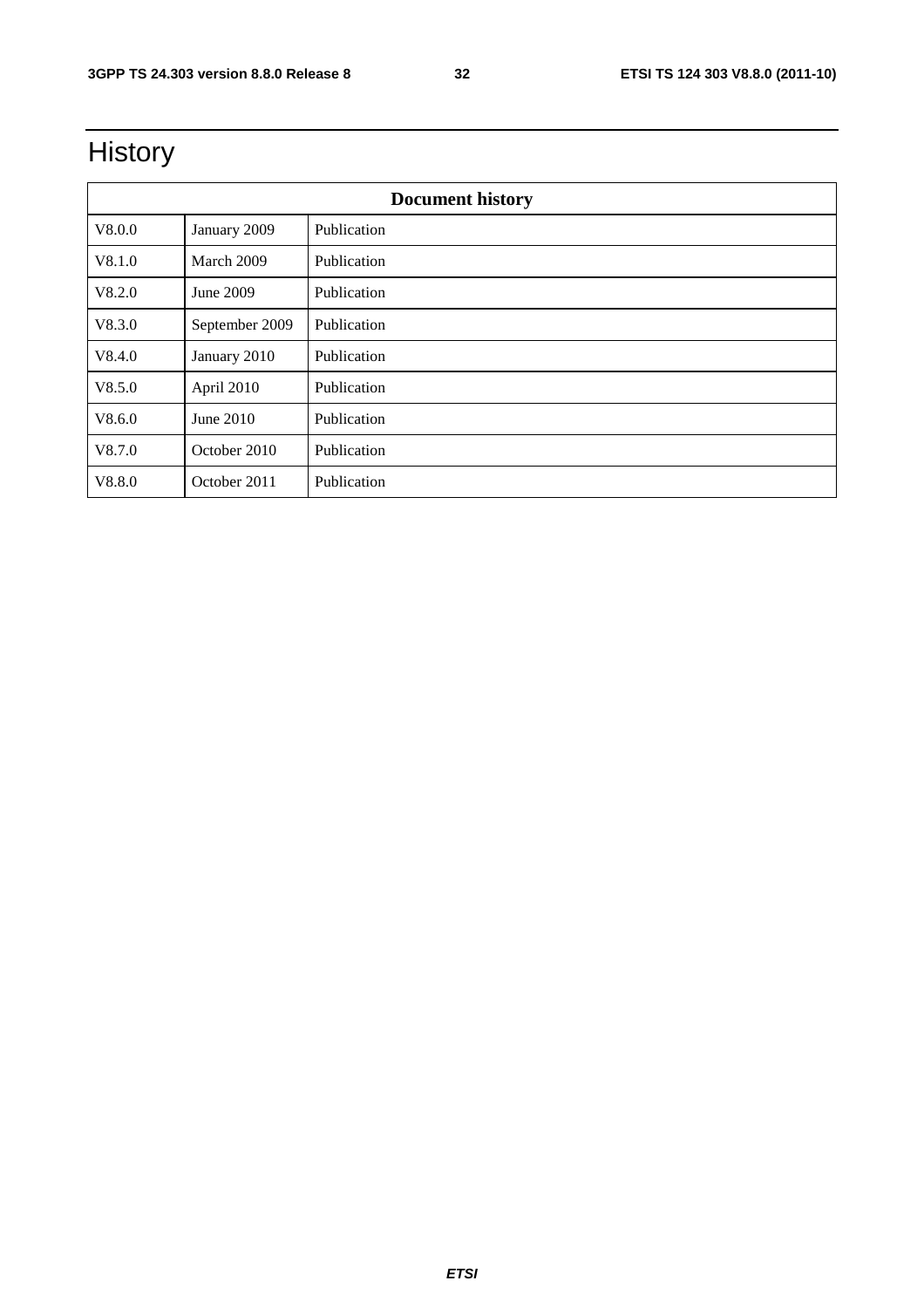# History

| Document history | | |
|---|---|---|
| V8.0.0 | January 2009 | Publication |
| V8.1.0 | March 2009 | Publication |
| V8.2.0 | June 2009 | Publication |
| V8.3.0 | September 2009 | Publication |
| V8.4.0 | January 2010 | Publication |
| V8.5.0 | April 2010 | Publication |
| V8.6.0 | June 2010 | Publication |
| V8.7.0 | October 2010 | Publication |
| V8.8.0 | October 2011 | Publication |